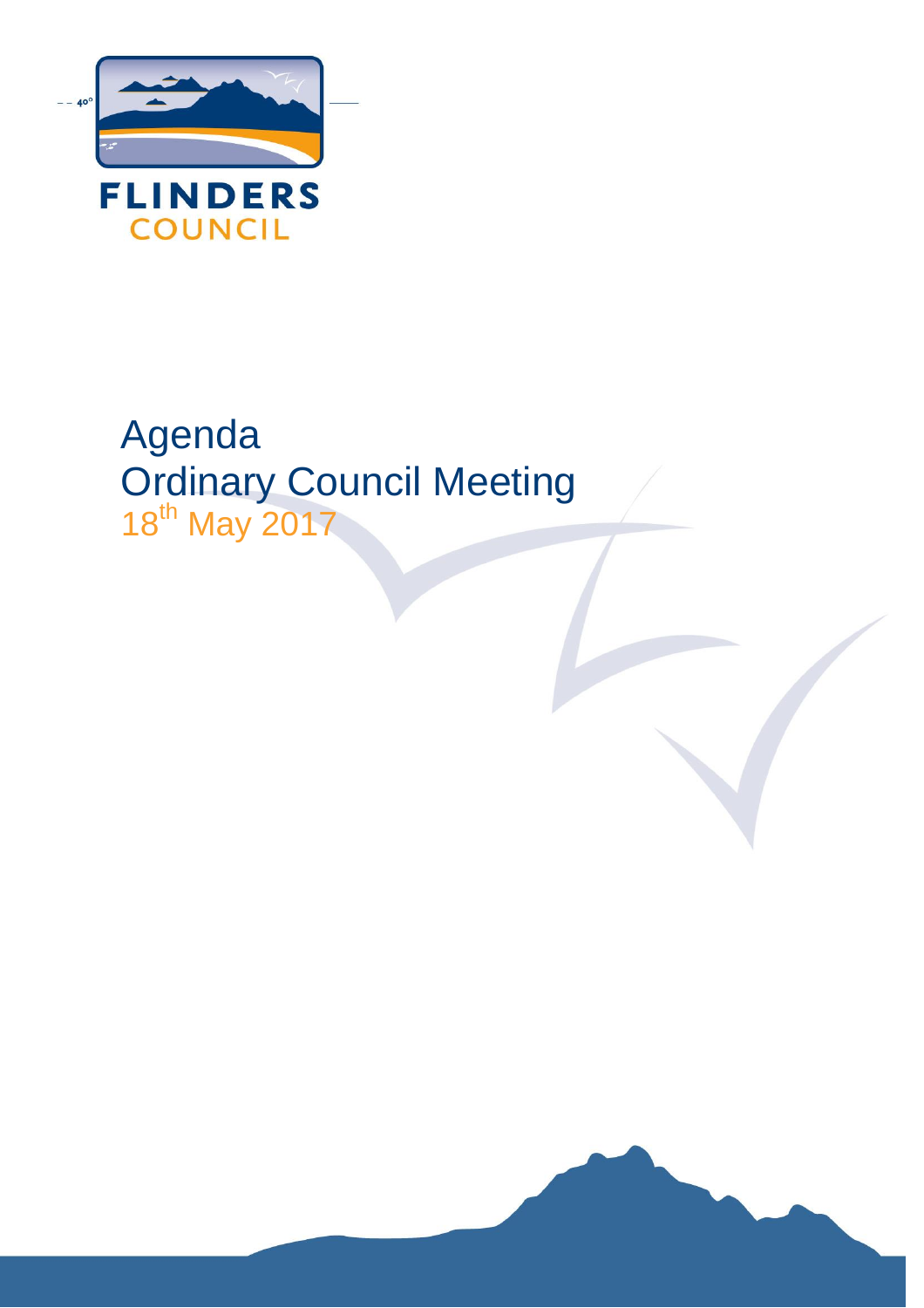FLINDERS
COUNCIL

# Agenda
# Ordinary Council Meeting
18th May 2017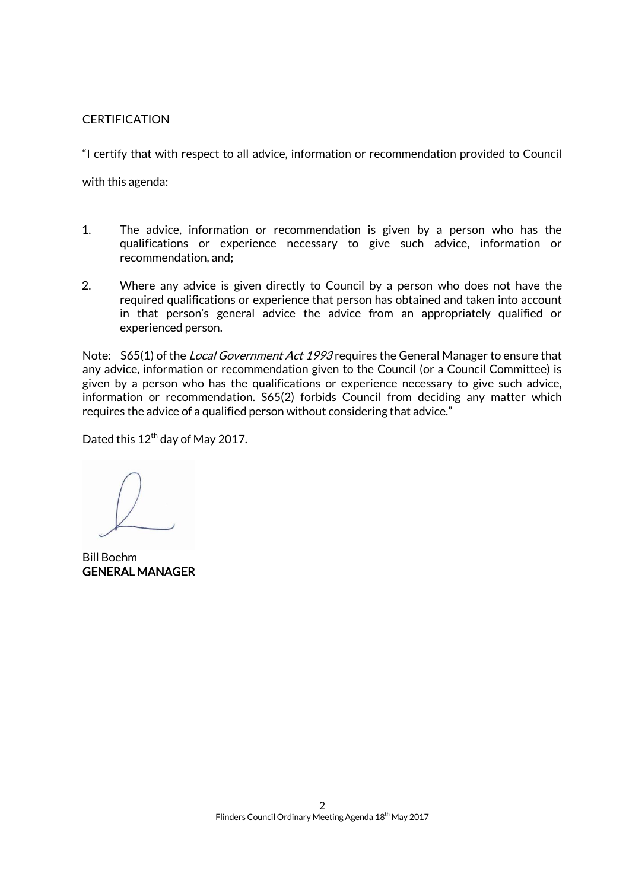CERTIFICATION

"I certify that with respect to all advice, information or recommendation provided to Council with this agenda:

1. The advice, information or recommendation is given by a person who has the qualifications or experience necessary to give such advice, information or recommendation, and;

2. Where any advice is given directly to Council by a person who does not have the required qualifications or experience that person has obtained and taken into account in that person's general advice the advice from an appropriately qualified or experienced person.

Note: S65(1) of the *Local Government Act 1993* requires the General Manager to ensure that any advice, information or recommendation given to the Council (or a Council Committee) is given by a person who has the qualifications or experience necessary to give such advice, information or recommendation. S65(2) forbids Council from deciding any matter which requires the advice of a qualified person without considering that advice."

Dated this 12th day of May 2017.

Bill Boehm
**GENERAL MANAGER**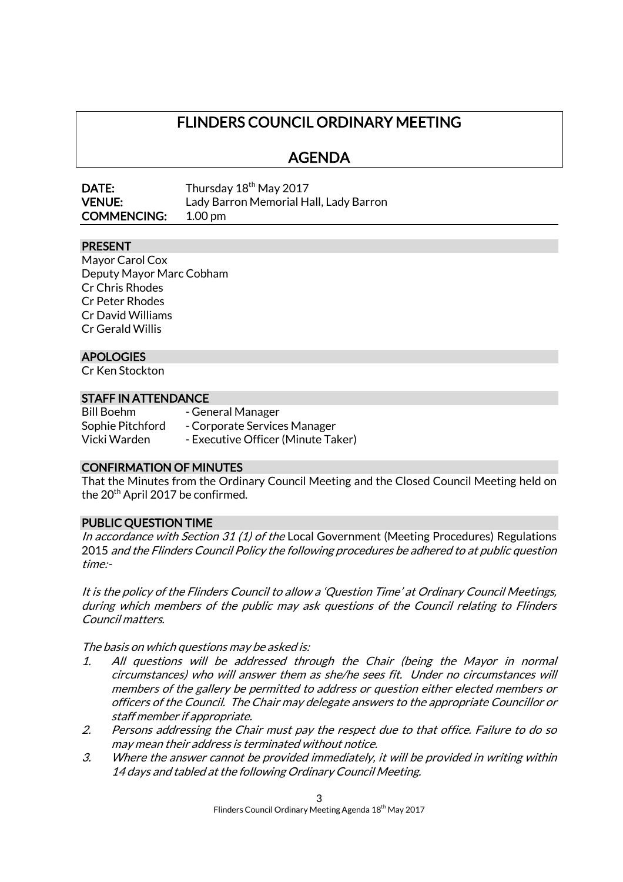# FLINDERS COUNCIL ORDINARY MEETING

# AGENDA

**DATE:** Thursday 18th May 2017
**VENUE:** Lady Barron Memorial Hall, Lady Barron
**COMMENCING:** 1.00 pm

## PRESENT

Mayor Carol Cox
Deputy Mayor Marc Cobham
Cr Chris Rhodes
Cr Peter Rhodes
Cr David Williams
Cr Gerald Willis

## APOLOGIES

Cr Ken Stockton

## STAFF IN ATTENDANCE

Bill Boehm - General Manager
Sophie Pitchford - Corporate Services Manager
Vicki Warden - Executive Officer (Minute Taker)

## CONFIRMATION OF MINUTES

That the Minutes from the Ordinary Council Meeting and the Closed Council Meeting held on the 20th April 2017 be confirmed.

## PUBLIC QUESTION TIME

*In accordance with Section 31 (1) of the* Local Government (Meeting Procedures) Regulations 2015 *and the Flinders Council Policy the following procedures be adhered to at public question time:-*

*It is the policy of the Flinders Council to allow a 'Question Time' at Ordinary Council Meetings, during which members of the public may ask questions of the Council relating to Flinders Council matters.*

*The basis on which questions may be asked is:*

1. *All questions will be addressed through the Chair (being the Mayor in normal circumstances) who will answer them as she/he sees fit. Under no circumstances will members of the gallery be permitted to address or question either elected members or officers of the Council. The Chair may delegate answers to the appropriate Councillor or staff member if appropriate.*
2. *Persons addressing the Chair must pay the respect due to that office. Failure to do so may mean their address is terminated without notice.*
3. *Where the answer cannot be provided immediately, it will be provided in writing within 14 days and tabled at the following Ordinary Council Meeting.*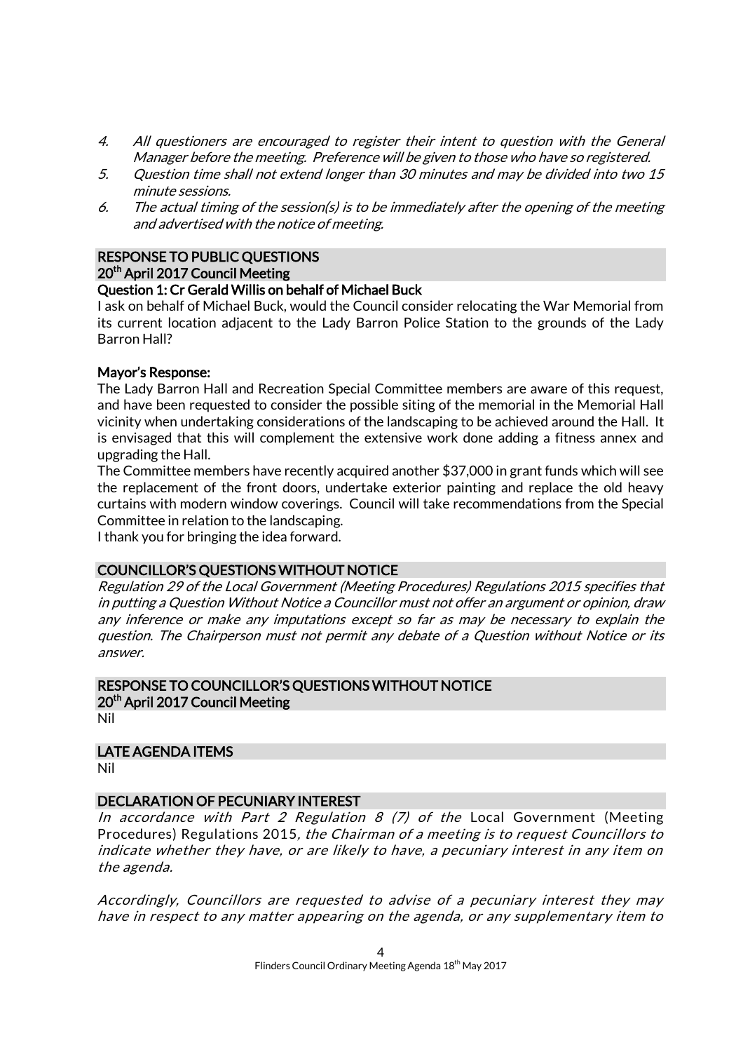4. *All questioners are encouraged to register their intent to question with the General Manager before the meeting. Preference will be given to those who have so registered.*
5. *Question time shall not extend longer than 30 minutes and may be divided into two 15 minute sessions.*
6. *The actual timing of the session(s) is to be immediately after the opening of the meeting and advertised with the notice of meeting.*

## RESPONSE TO PUBLIC QUESTIONS
## 20th April 2017 Council Meeting

### Question 1: Cr Gerald Willis on behalf of Michael Buck

I ask on behalf of Michael Buck, would the Council consider relocating the War Memorial from its current location adjacent to the Lady Barron Police Station to the grounds of the Lady Barron Hall?

**Mayor's Response:**

The Lady Barron Hall and Recreation Special Committee members are aware of this request, and have been requested to consider the possible siting of the memorial in the Memorial Hall vicinity when undertaking considerations of the landscaping to be achieved around the Hall. It is envisaged that this will complement the extensive work done adding a fitness annex and upgrading the Hall.

The Committee members have recently acquired another $37,000 in grant funds which will see the replacement of the front doors, undertake exterior painting and replace the old heavy curtains with modern window coverings. Council will take recommendations from the Special Committee in relation to the landscaping.

I thank you for bringing the idea forward.

## COUNCILLOR'S QUESTIONS WITHOUT NOTICE

*Regulation 29 of the Local Government (Meeting Procedures) Regulations 2015 specifies that in putting a Question Without Notice a Councillor must not offer an argument or opinion, draw any inference or make any imputations except so far as may be necessary to explain the question. The Chairperson must not permit any debate of a Question without Notice or its answer.*

## RESPONSE TO COUNCILLOR'S QUESTIONS WITHOUT NOTICE
## 20th April 2017 Council Meeting

Nil

## LATE AGENDA ITEMS

Nil

## DECLARATION OF PECUNIARY INTEREST

*In accordance with Part 2 Regulation 8 (7) of the* Local Government (Meeting Procedures) Regulations 2015*, the Chairman of a meeting is to request Councillors to indicate whether they have, or are likely to have, a pecuniary interest in any item on the agenda.*

*Accordingly, Councillors are requested to advise of a pecuniary interest they may have in respect to any matter appearing on the agenda, or any supplementary item to*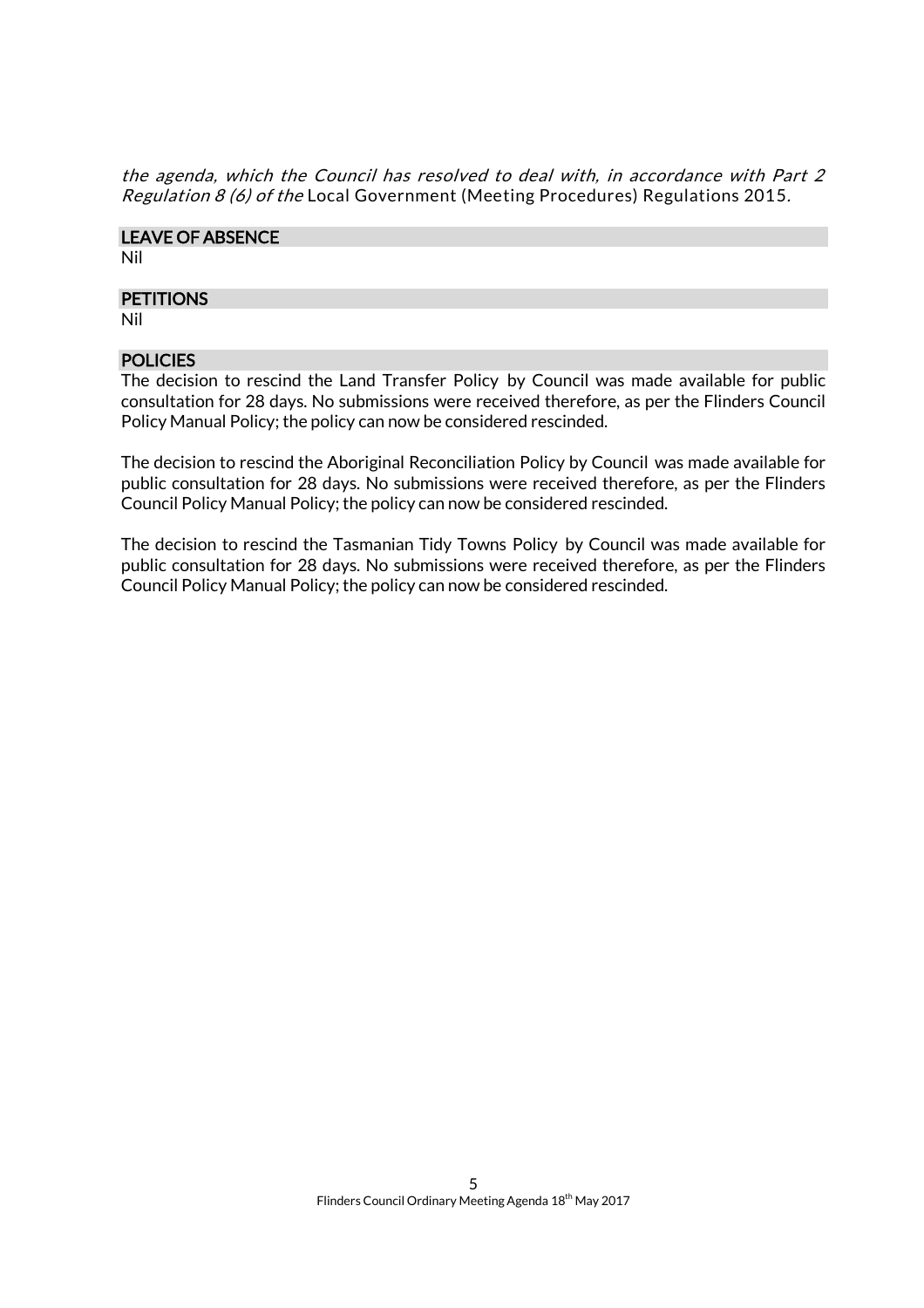*the agenda, which the Council has resolved to deal with, in accordance with Part 2 Regulation 8 (6) of the* Local Government (Meeting Procedures) Regulations 2015.

## LEAVE OF ABSENCE

Nil

## PETITIONS

Nil

## POLICIES

The decision to rescind the Land Transfer Policy by Council was made available for public consultation for 28 days. No submissions were received therefore, as per the Flinders Council Policy Manual Policy; the policy can now be considered rescinded.

The decision to rescind the Aboriginal Reconciliation Policy by Council was made available for public consultation for 28 days. No submissions were received therefore, as per the Flinders Council Policy Manual Policy; the policy can now be considered rescinded.

The decision to rescind the Tasmanian Tidy Towns Policy by Council was made available for public consultation for 28 days. No submissions were received therefore, as per the Flinders Council Policy Manual Policy; the policy can now be considered rescinded.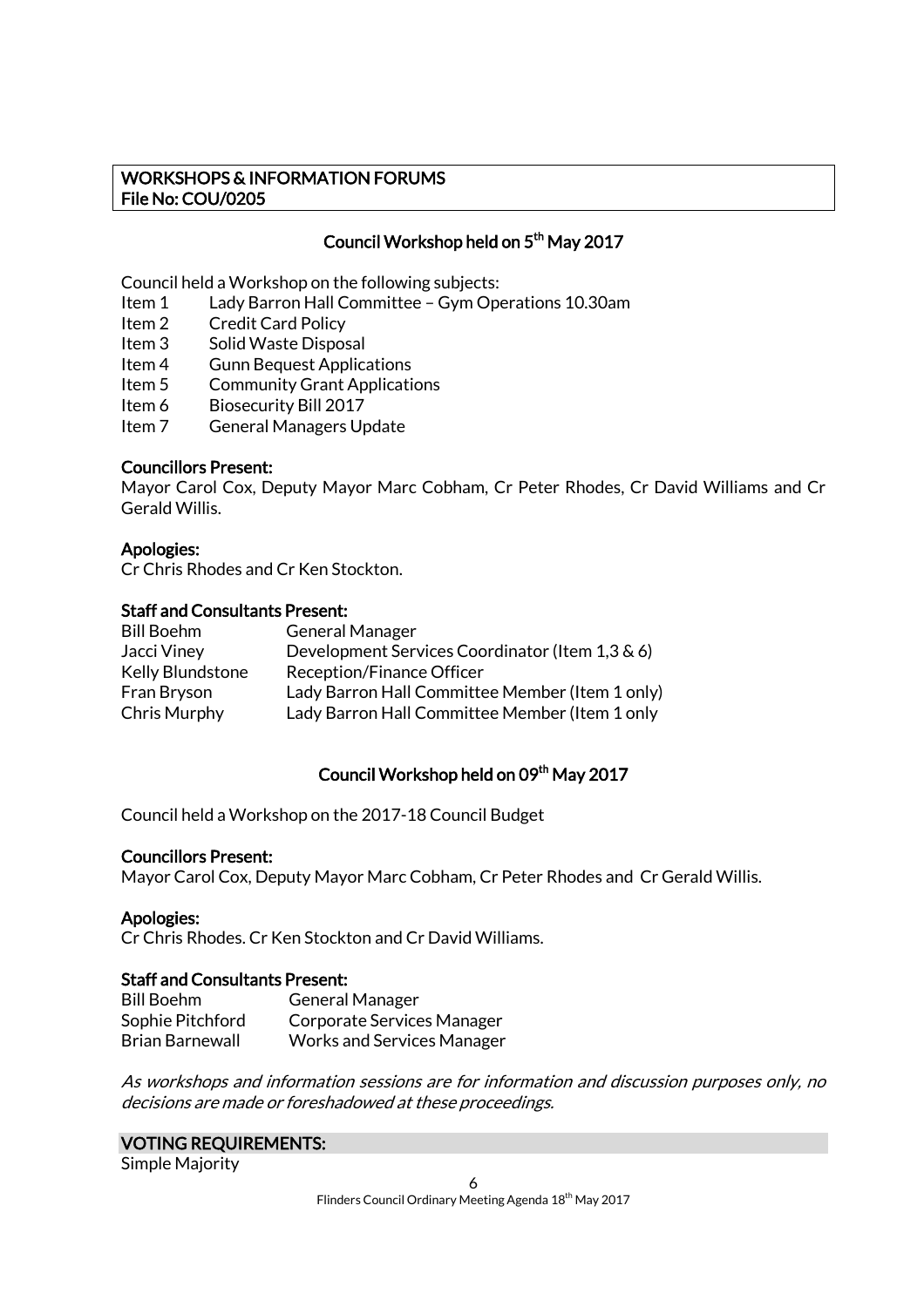## WORKSHOPS & INFORMATION FORUMS
**File No: COU/0205**

### Council Workshop held on 5th May 2017

Council held a Workshop on the following subjects:

Item 1 Lady Barron Hall Committee – Gym Operations 10.30am
Item 2 Credit Card Policy
Item 3 Solid Waste Disposal
Item 4 Gunn Bequest Applications
Item 5 Community Grant Applications
Item 6 Biosecurity Bill 2017
Item 7 General Managers Update

**Councillors Present:**
Mayor Carol Cox, Deputy Mayor Marc Cobham, Cr Peter Rhodes, Cr David Williams and Cr Gerald Willis.

**Apologies:**
Cr Chris Rhodes and Cr Ken Stockton.

**Staff and Consultants Present:**

| | |
|---|---|
| Bill Boehm | General Manager |
| Jacci Viney | Development Services Coordinator (Item 1,3 & 6) |
| Kelly Blundstone | Reception/Finance Officer |
| Fran Bryson | Lady Barron Hall Committee Member (Item 1 only) |
| Chris Murphy | Lady Barron Hall Committee Member (Item 1 only |

### Council Workshop held on 09th May 2017

Council held a Workshop on the 2017-18 Council Budget

**Councillors Present:**
Mayor Carol Cox, Deputy Mayor Marc Cobham, Cr Peter Rhodes and Cr Gerald Willis.

**Apologies:**
Cr Chris Rhodes. Cr Ken Stockton and Cr David Williams.

**Staff and Consultants Present:**

| | |
|---|---|
| Bill Boehm | General Manager |
| Sophie Pitchford | Corporate Services Manager |
| Brian Barnewall | Works and Services Manager |

*As workshops and information sessions are for information and discussion purposes only, no decisions are made or foreshadowed at these proceedings.*

**VOTING REQUIREMENTS:**
Simple Majority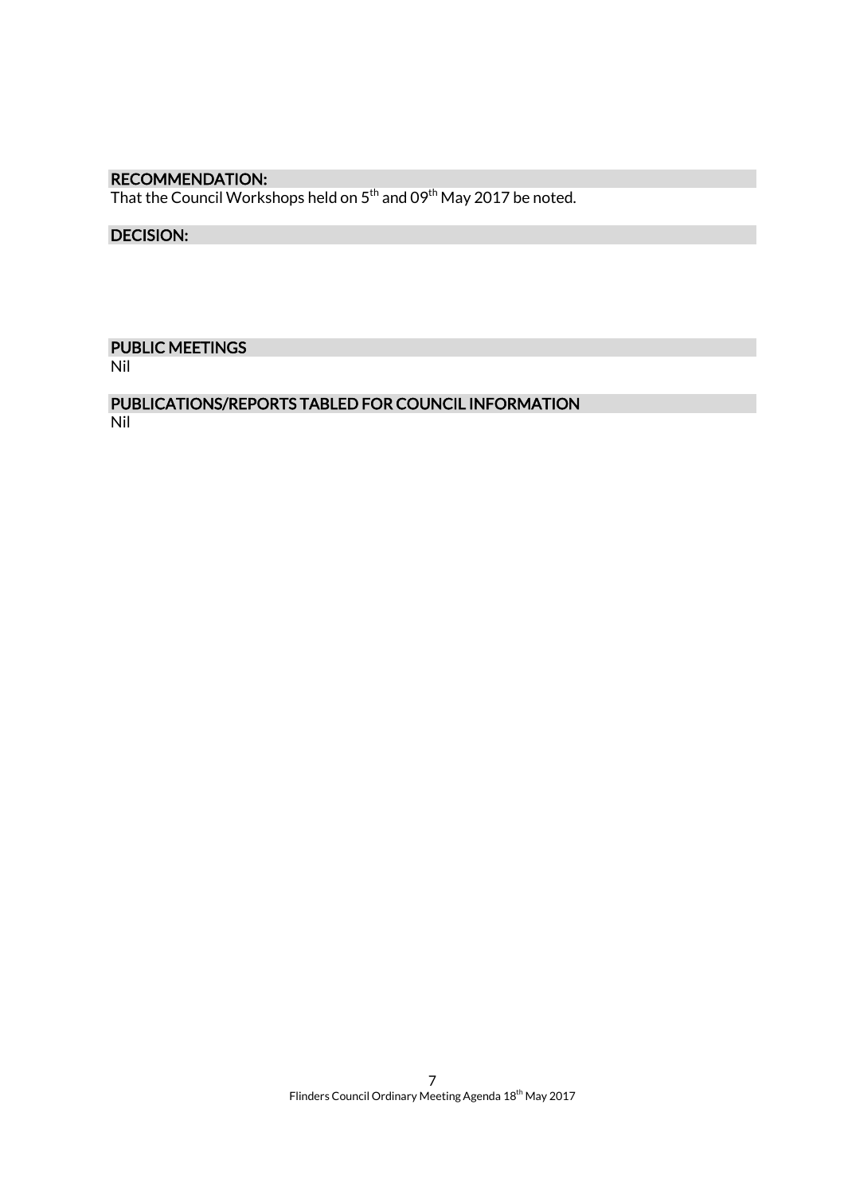### RECOMMENDATION:

That the Council Workshops held on 5th and 09th May 2017 be noted.

### DECISION:

### PUBLIC MEETINGS

Nil

### PUBLICATIONS/REPORTS TABLED FOR COUNCIL INFORMATION

Nil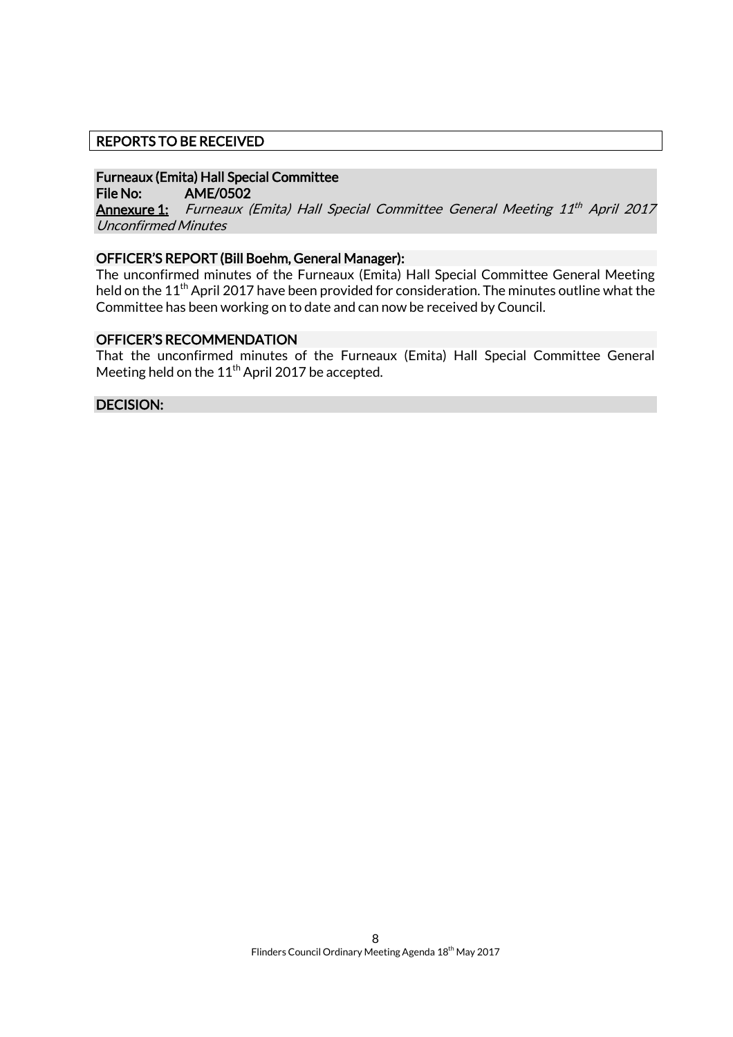## REPORTS TO BE RECEIVED

### Furneaux (Emita) Hall Special Committee

**File No:** AME/0502

**Annexure 1:** *Furneaux (Emita) Hall Special Committee General Meeting 11th April 2017 Unconfirmed Minutes*

### OFFICER'S REPORT (Bill Boehm, General Manager):

The unconfirmed minutes of the Furneaux (Emita) Hall Special Committee General Meeting held on the 11th April 2017 have been provided for consideration. The minutes outline what the Committee has been working on to date and can now be received by Council.

### OFFICER'S RECOMMENDATION

That the unconfirmed minutes of the Furneaux (Emita) Hall Special Committee General Meeting held on the 11th April 2017 be accepted.

### DECISION: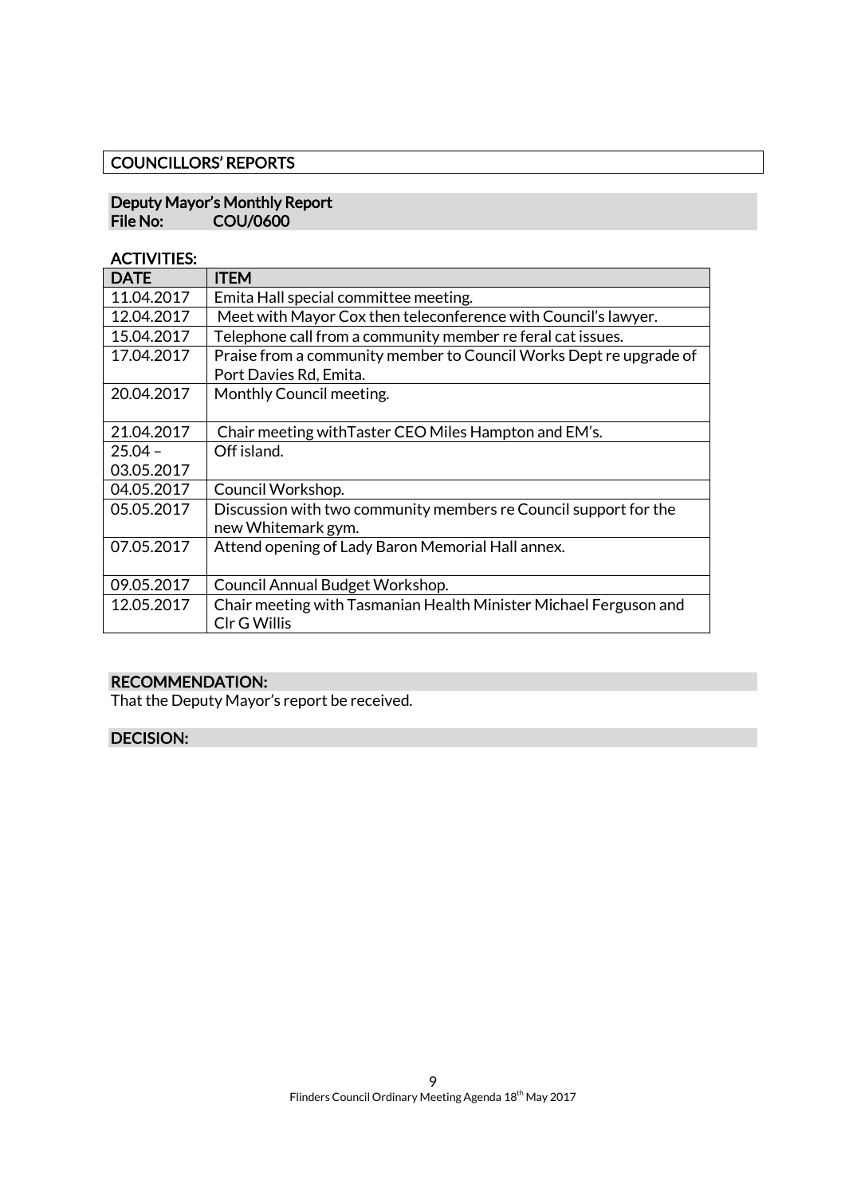## COUNCILLORS' REPORTS

### Deputy Mayor's Monthly Report

**File No:** COU/0600

**ACTIVITIES:**

| DATE | ITEM |
|---|---|
| 11.04.2017 | Emita Hall special committee meeting. |
| 12.04.2017 | Meet with Mayor Cox then teleconference with Council's lawyer. |
| 15.04.2017 | Telephone call from a community member re feral cat issues. |
| 17.04.2017 | Praise from a community member to Council Works Dept re upgrade of Port Davies Rd, Emita. |
| 20.04.2017 | Monthly Council meeting. |
| 21.04.2017 | Chair meeting withTaster CEO Miles Hampton and EM's. |
| 25.04 – 03.05.2017 | Off island. |
| 04.05.2017 | Council Workshop. |
| 05.05.2017 | Discussion with two community members re Council support for the new Whitemark gym. |
| 07.05.2017 | Attend opening of Lady Baron Memorial Hall annex. |
| 09.05.2017 | Council Annual Budget Workshop. |
| 12.05.2017 | Chair meeting with Tasmanian Health Minister Michael Ferguson and Clr G Willis |

**RECOMMENDATION:**

That the Deputy Mayor's report be received.

**DECISION:**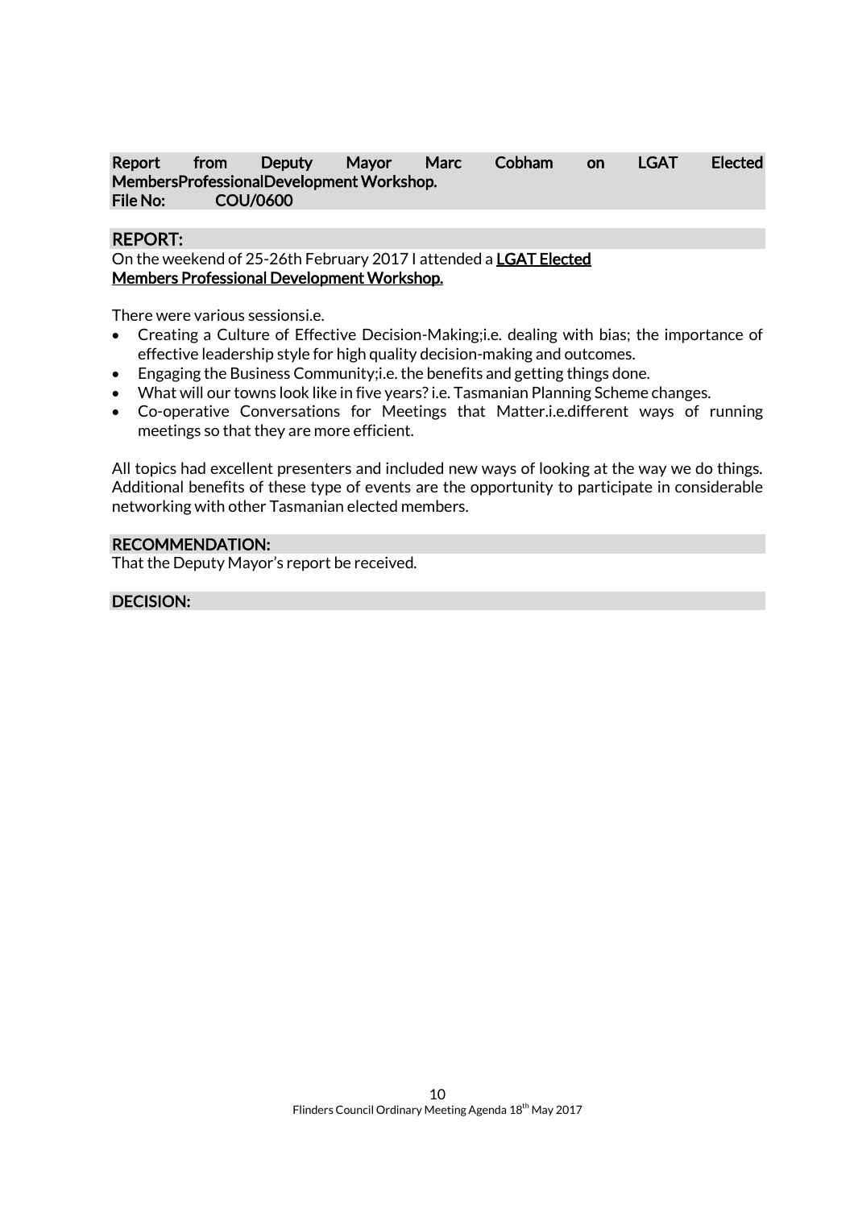**Report from Deputy Mayor Marc Cobham on LGAT Elected MembersProfessionalDevelopment Workshop.**
**File No: COU/0600**

**REPORT:**

On the weekend of 25-26th February 2017 I attended a **LGAT Elected Members Professional Development Workshop.**

There were various sessionsi.e.

- Creating a Culture of Effective Decision-Making;i.e. dealing with bias; the importance of effective leadership style for high quality decision-making and outcomes.
- Engaging the Business Community;i.e. the benefits and getting things done.
- What will our towns look like in five years? i.e. Tasmanian Planning Scheme changes.
- Co-operative Conversations for Meetings that Matter.i.e.different ways of running meetings so that they are more efficient.

All topics had excellent presenters and included new ways of looking at the way we do things. Additional benefits of these type of events are the opportunity to participate in considerable networking with other Tasmanian elected members.

**RECOMMENDATION:**

That the Deputy Mayor's report be received.

**DECISION:**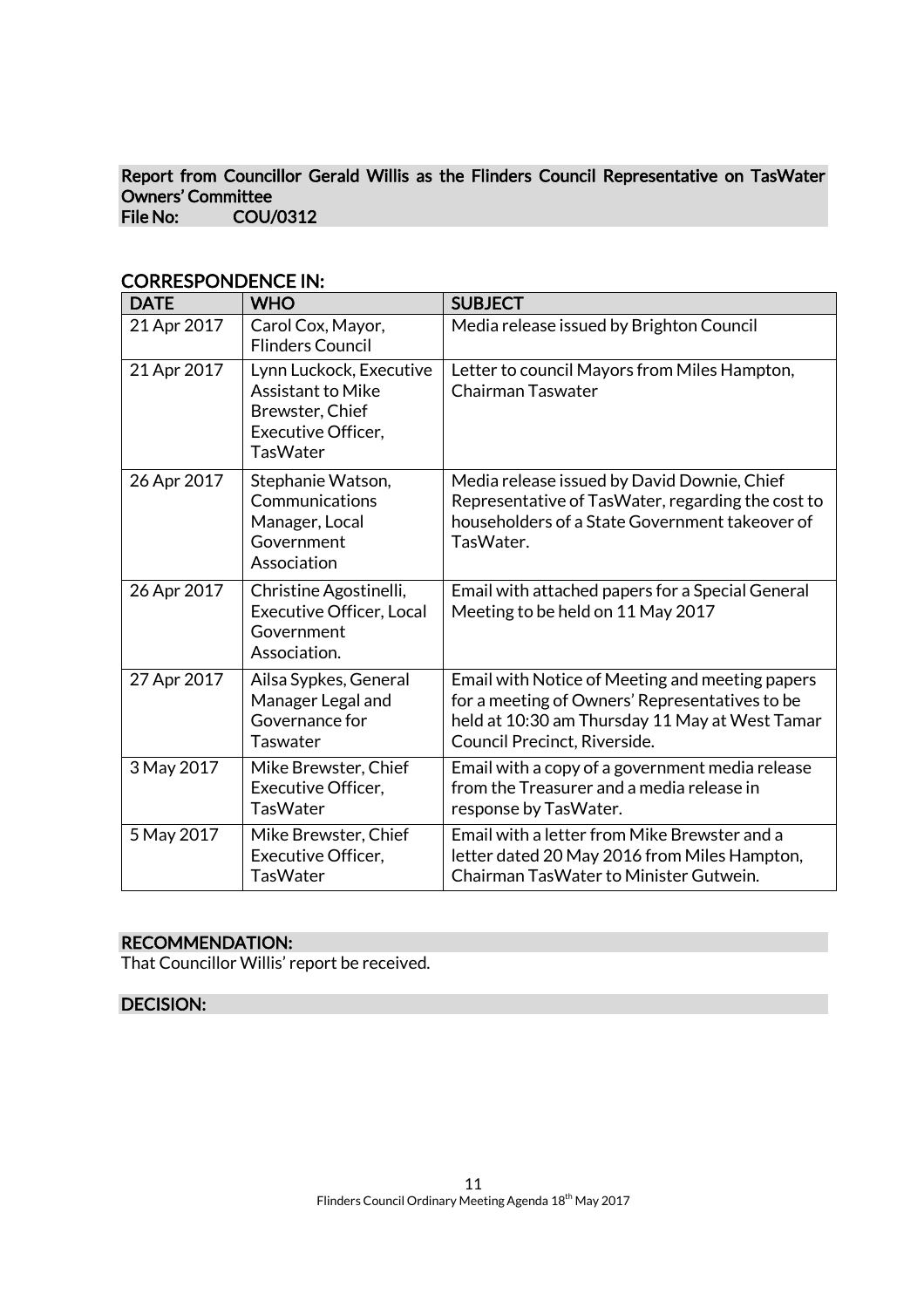## Report from Councillor Gerald Willis as the Flinders Council Representative on TasWater Owners' Committee

**File No: COU/0312**

### CORRESPONDENCE IN:

| DATE | WHO | SUBJECT |
|---|---|---|
| 21 Apr 2017 | Carol Cox, Mayor, Flinders Council | Media release issued by Brighton Council |
| 21 Apr 2017 | Lynn Luckock, Executive Assistant to Mike Brewster, Chief Executive Officer, TasWater | Letter to council Mayors from Miles Hampton, Chairman Taswater |
| 26 Apr 2017 | Stephanie Watson, Communications Manager, Local Government Association | Media release issued by David Downie, Chief Representative of TasWater, regarding the cost to householders of a State Government takeover of TasWater. |
| 26 Apr 2017 | Christine Agostinelli, Executive Officer, Local Government Association. | Email with attached papers for a Special General Meeting to be held on 11 May 2017 |
| 27 Apr 2017 | Ailsa Sypkes, General Manager Legal and Governance for Taswater | Email with Notice of Meeting and meeting papers for a meeting of Owners' Representatives to be held at 10:30 am Thursday 11 May at West Tamar Council Precinct, Riverside. |
| 3 May 2017 | Mike Brewster, Chief Executive Officer, TasWater | Email with a copy of a government media release from the Treasurer and a media release in response by TasWater. |
| 5 May 2017 | Mike Brewster, Chief Executive Officer, TasWater | Email with a letter from Mike Brewster and a letter dated 20 May 2016 from Miles Hampton, Chairman TasWater to Minister Gutwein. |

### RECOMMENDATION:

That Councillor Willis' report be received.

### DECISION: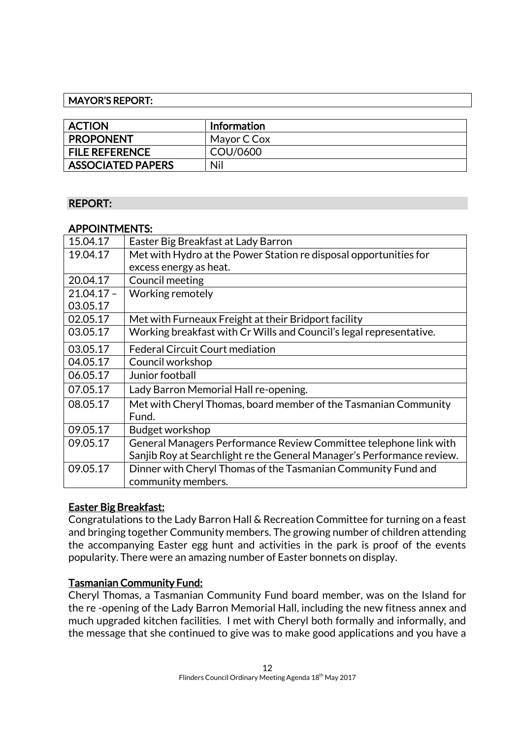## MAYOR'S REPORT:

| | |
|---|---|
| **ACTION** | **Information** |
| **PROPONENT** | Mayor C Cox |
| **FILE REFERENCE** | COU/0600 |
| **ASSOCIATED PAPERS** | Nil |

## REPORT:

### APPOINTMENTS:

| | |
|---|---|
| 15.04.17 | Easter Big Breakfast at Lady Barron |
| 19.04.17 | Met with Hydro at the Power Station re disposal opportunities for excess energy as heat. |
| 20.04.17 | Council meeting |
| 21.04.17 – 03.05.17 | Working remotely |
| 02.05.17 | Met with Furneaux Freight at their Bridport facility |
| 03.05.17 | Working breakfast with Cr Wills and Council's legal representative. |
| 03.05.17 | Federal Circuit Court mediation |
| 04.05.17 | Council workshop |
| 06.05.17 | Junior football |
| 07.05.17 | Lady Barron Memorial Hall re-opening. |
| 08.05.17 | Met with Cheryl Thomas, board member of the Tasmanian Community Fund. |
| 09.05.17 | Budget workshop |
| 09.05.17 | General Managers Performance Review Committee telephone link with Sanjib Roy at Searchlight re the General Manager's Performance review. |
| 09.05.17 | Dinner with Cheryl Thomas of the Tasmanian Community Fund and community members. |

### Easter Big Breakfast:

Congratulations to the Lady Barron Hall & Recreation Committee for turning on a feast and bringing together Community members. The growing number of children attending the accompanying Easter egg hunt and activities in the park is proof of the events popularity. There were an amazing number of Easter bonnets on display.

### Tasmanian Community Fund:

Cheryl Thomas, a Tasmanian Community Fund board member, was on the Island for the re -opening of the Lady Barron Memorial Hall, including the new fitness annex and much upgraded kitchen facilities. I met with Cheryl both formally and informally, and the message that she continued to give was to make good applications and you have a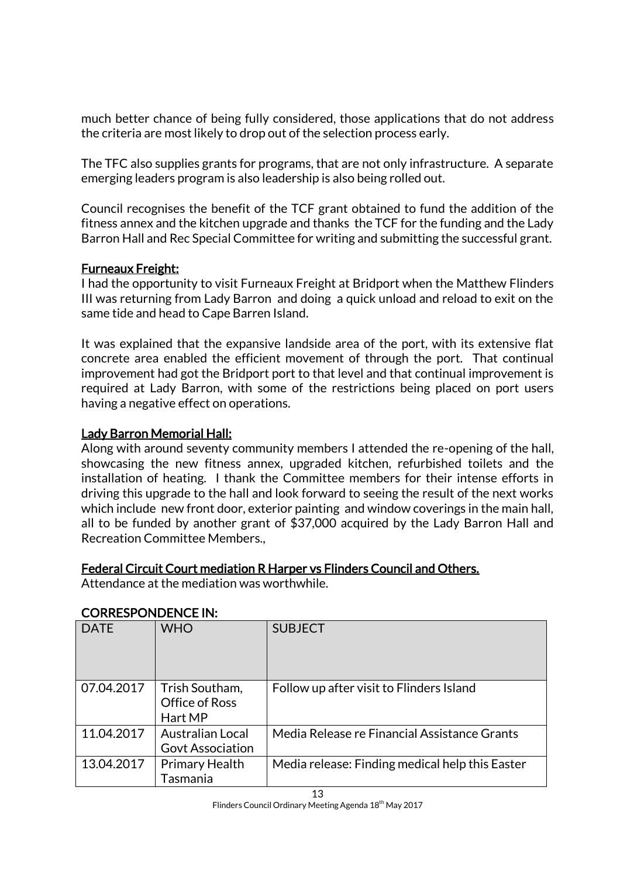much better chance of being fully considered, those applications that do not address the criteria are most likely to drop out of the selection process early.

The TFC also supplies grants for programs, that are not only infrastructure. A separate emerging leaders program is also leadership is also being rolled out.

Council recognises the benefit of the TCF grant obtained to fund the addition of the fitness annex and the kitchen upgrade and thanks the TCF for the funding and the Lady Barron Hall and Rec Special Committee for writing and submitting the successful grant.

**Furneaux Freight:**

I had the opportunity to visit Furneaux Freight at Bridport when the Matthew Flinders III was returning from Lady Barron and doing a quick unload and reload to exit on the same tide and head to Cape Barren Island.

It was explained that the expansive landside area of the port, with its extensive flat concrete area enabled the efficient movement of through the port. That continual improvement had got the Bridport port to that level and that continual improvement is required at Lady Barron, with some of the restrictions being placed on port users having a negative effect on operations.

**Lady Barron Memorial Hall:**

Along with around seventy community members I attended the re-opening of the hall, showcasing the new fitness annex, upgraded kitchen, refurbished toilets and the installation of heating. I thank the Committee members for their intense efforts in driving this upgrade to the hall and look forward to seeing the result of the next works which include new front door, exterior painting and window coverings in the main hall, all to be funded by another grant of $37,000 acquired by the Lady Barron Hall and Recreation Committee Members.,

**Federal Circuit Court mediation R Harper vs Flinders Council and Others.**

Attendance at the mediation was worthwhile.

**CORRESPONDENCE IN:**

| DATE | WHO | SUBJECT |
|---|---|---|
| 07.04.2017 | Trish Southam, Office of Ross Hart MP | Follow up after visit to Flinders Island |
| 11.04.2017 | Australian Local Govt Association | Media Release re Financial Assistance Grants |
| 13.04.2017 | Primary Health Tasmania | Media release: Finding medical help this Easter |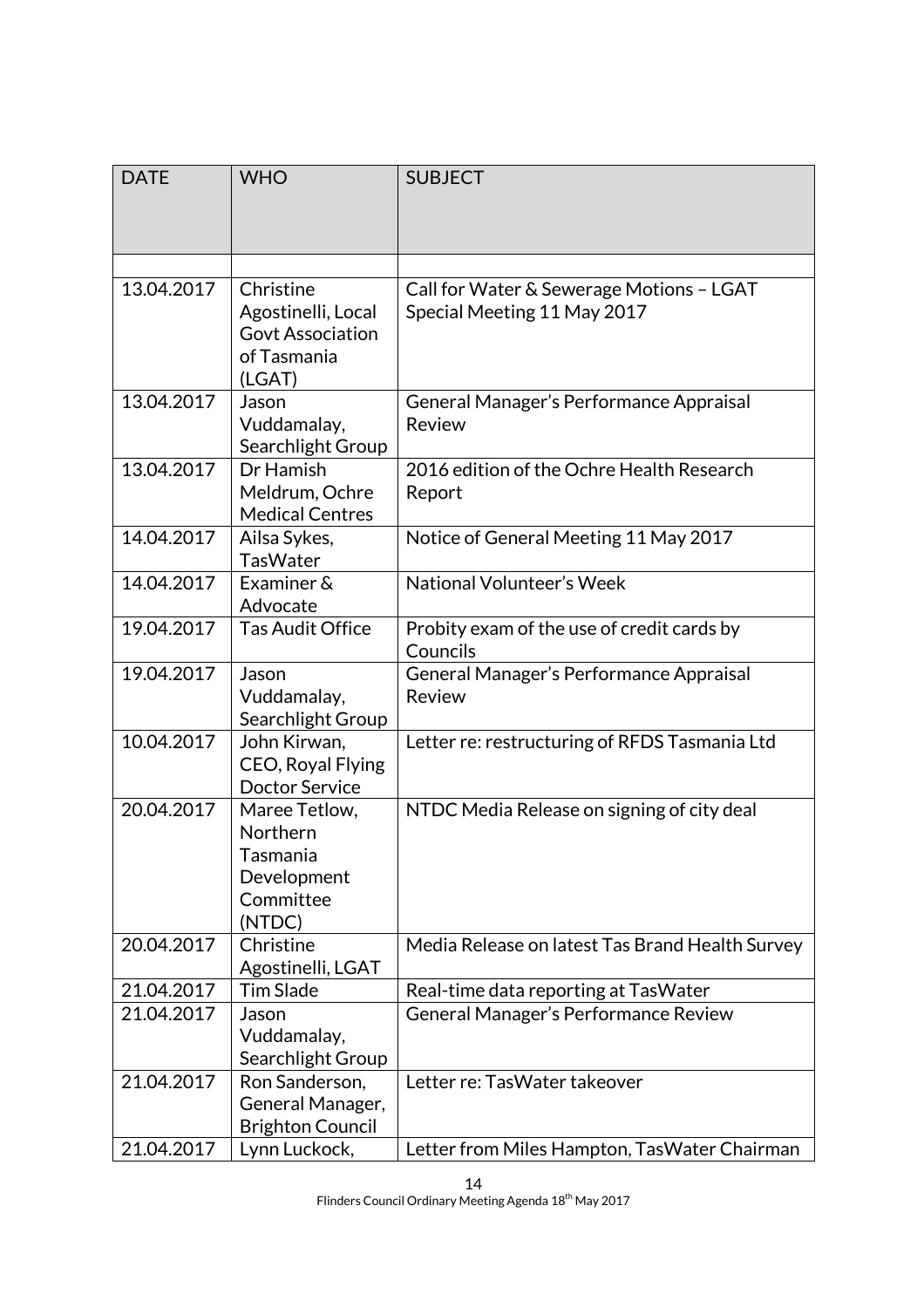| DATE | WHO | SUBJECT |
|---|---|---|
| | | |
| 13.04.2017 | Christine Agostinelli, Local Govt Association of Tasmania (LGAT) | Call for Water & Sewerage Motions – LGAT Special Meeting 11 May 2017 |
| 13.04.2017 | Jason Vuddamalay, Searchlight Group | General Manager's Performance Appraisal Review |
| 13.04.2017 | Dr Hamish Meldrum, Ochre Medical Centres | 2016 edition of the Ochre Health Research Report |
| 14.04.2017 | Ailsa Sykes, TasWater | Notice of General Meeting 11 May 2017 |
| 14.04.2017 | Examiner & Advocate | National Volunteer's Week |
| 19.04.2017 | Tas Audit Office | Probity exam of the use of credit cards by Councils |
| 19.04.2017 | Jason Vuddamalay, Searchlight Group | General Manager's Performance Appraisal Review |
| 10.04.2017 | John Kirwan, CEO, Royal Flying Doctor Service | Letter re: restructuring of RFDS Tasmania Ltd |
| 20.04.2017 | Maree Tetlow, Northern Tasmania Development Committee (NTDC) | NTDC Media Release on signing of city deal |
| 20.04.2017 | Christine Agostinelli, LGAT | Media Release on latest Tas Brand Health Survey |
| 21.04.2017 | Tim Slade | Real-time data reporting at TasWater |
| 21.04.2017 | Jason Vuddamalay, Searchlight Group | General Manager's Performance Review |
| 21.04.2017 | Ron Sanderson, General Manager, Brighton Council | Letter re: TasWater takeover |
| 21.04.2017 | Lynn Luckock, | Letter from Miles Hampton, TasWater Chairman |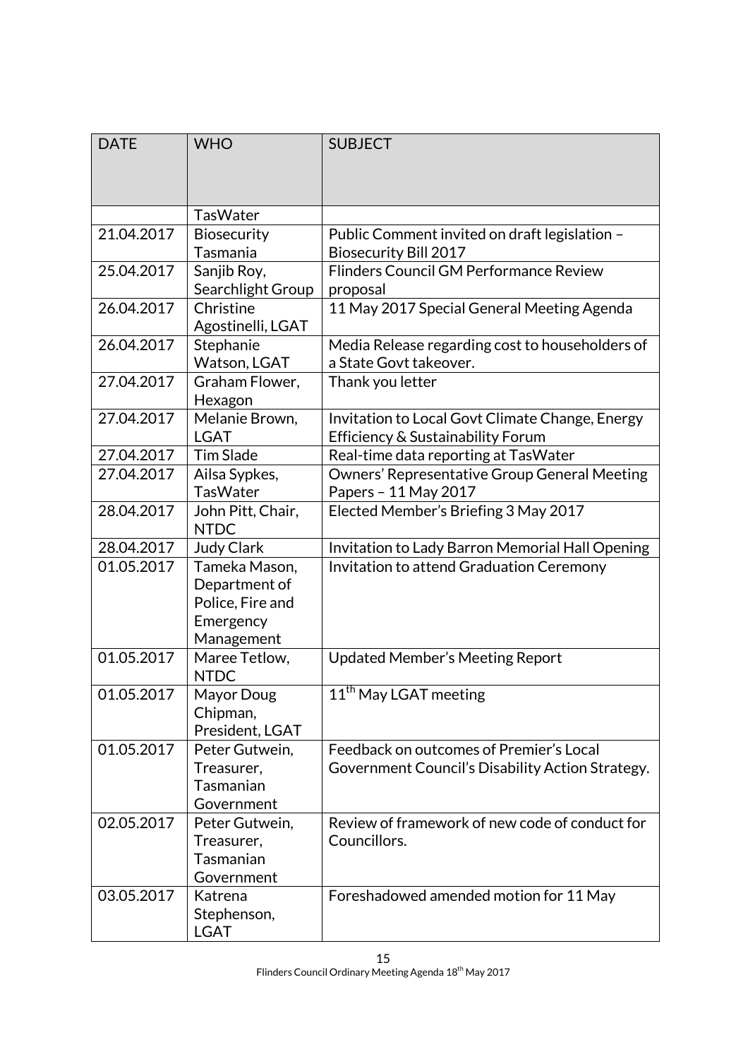| DATE | WHO | SUBJECT |
|---|---|---|
| | TasWater | |
| 21.04.2017 | Biosecurity Tasmania | Public Comment invited on draft legislation – Biosecurity Bill 2017 |
| 25.04.2017 | Sanjib Roy, Searchlight Group | Flinders Council GM Performance Review proposal |
| 26.04.2017 | Christine Agostinelli, LGAT | 11 May 2017 Special General Meeting Agenda |
| 26.04.2017 | Stephanie Watson, LGAT | Media Release regarding cost to householders of a State Govt takeover. |
| 27.04.2017 | Graham Flower, Hexagon | Thank you letter |
| 27.04.2017 | Melanie Brown, LGAT | Invitation to Local Govt Climate Change, Energy Efficiency & Sustainability Forum |
| 27.04.2017 | Tim Slade | Real-time data reporting at TasWater |
| 27.04.2017 | Ailsa Sypkes, TasWater | Owners' Representative Group General Meeting Papers – 11 May 2017 |
| 28.04.2017 | John Pitt, Chair, NTDC | Elected Member's Briefing 3 May 2017 |
| 28.04.2017 | Judy Clark | Invitation to Lady Barron Memorial Hall Opening |
| 01.05.2017 | Tameka Mason, Department of Police, Fire and Emergency Management | Invitation to attend Graduation Ceremony |
| 01.05.2017 | Maree Tetlow, NTDC | Updated Member's Meeting Report |
| 01.05.2017 | Mayor Doug Chipman, President, LGAT | 11th May LGAT meeting |
| 01.05.2017 | Peter Gutwein, Treasurer, Tasmanian Government | Feedback on outcomes of Premier's Local Government Council's Disability Action Strategy. |
| 02.05.2017 | Peter Gutwein, Treasurer, Tasmanian Government | Review of framework of new code of conduct for Councillors. |
| 03.05.2017 | Katrena Stephenson, LGAT | Foreshadowed amended motion for 11 May |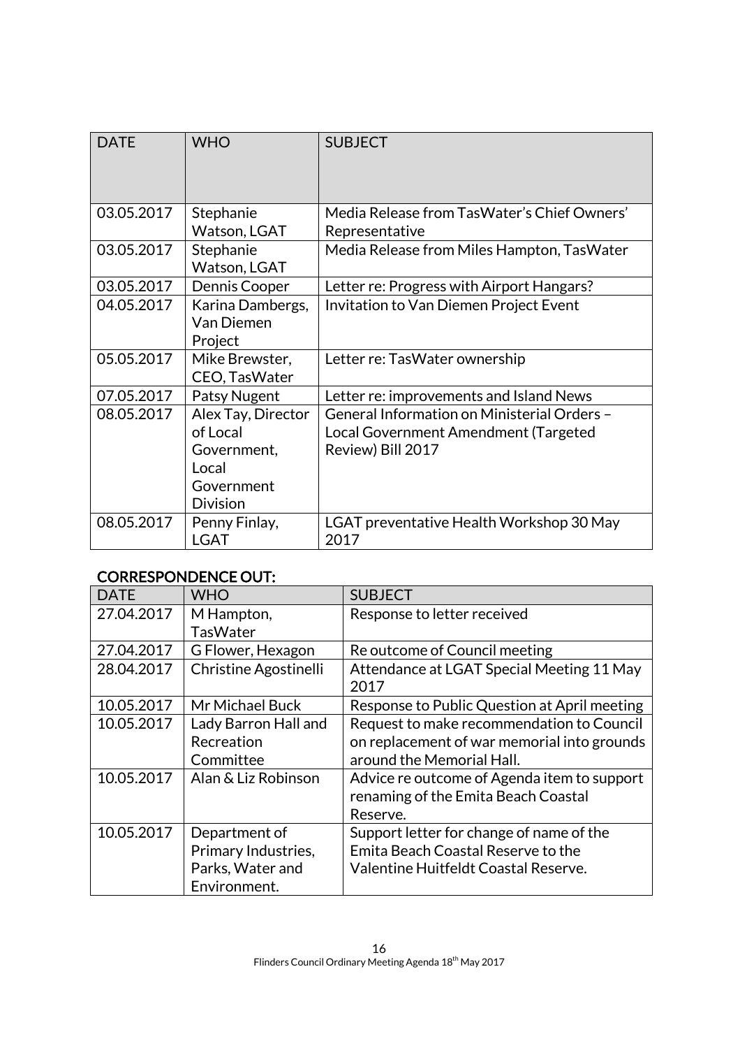| DATE | WHO | SUBJECT |
|---|---|---|
| 03.05.2017 | Stephanie Watson, LGAT | Media Release from TasWater's Chief Owners' Representative |
| 03.05.2017 | Stephanie Watson, LGAT | Media Release from Miles Hampton, TasWater |
| 03.05.2017 | Dennis Cooper | Letter re: Progress with Airport Hangars? |
| 04.05.2017 | Karina Dambergs, Van Diemen Project | Invitation to Van Diemen Project Event |
| 05.05.2017 | Mike Brewster, CEO, TasWater | Letter re: TasWater ownership |
| 07.05.2017 | Patsy Nugent | Letter re: improvements and Island News |
| 08.05.2017 | Alex Tay, Director of Local Government, Local Government Division | General Information on Ministerial Orders – Local Government Amendment (Targeted Review) Bill 2017 |
| 08.05.2017 | Penny Finlay, LGAT | LGAT preventative Health Workshop 30 May 2017 |

## CORRESPONDENCE OUT:

| DATE | WHO | SUBJECT |
|---|---|---|
| 27.04.2017 | M Hampton, TasWater | Response to letter received |
| 27.04.2017 | G Flower, Hexagon | Re outcome of Council meeting |
| 28.04.2017 | Christine Agostinelli | Attendance at LGAT Special Meeting 11 May 2017 |
| 10.05.2017 | Mr Michael Buck | Response to Public Question at April meeting |
| 10.05.2017 | Lady Barron Hall and Recreation Committee | Request to make recommendation to Council on replacement of war memorial into grounds around the Memorial Hall. |
| 10.05.2017 | Alan & Liz Robinson | Advice re outcome of Agenda item to support renaming of the Emita Beach Coastal Reserve. |
| 10.05.2017 | Department of Primary Industries, Parks, Water and Environment. | Support letter for change of name of the Emita Beach Coastal Reserve to the Valentine Huitfeldt Coastal Reserve. |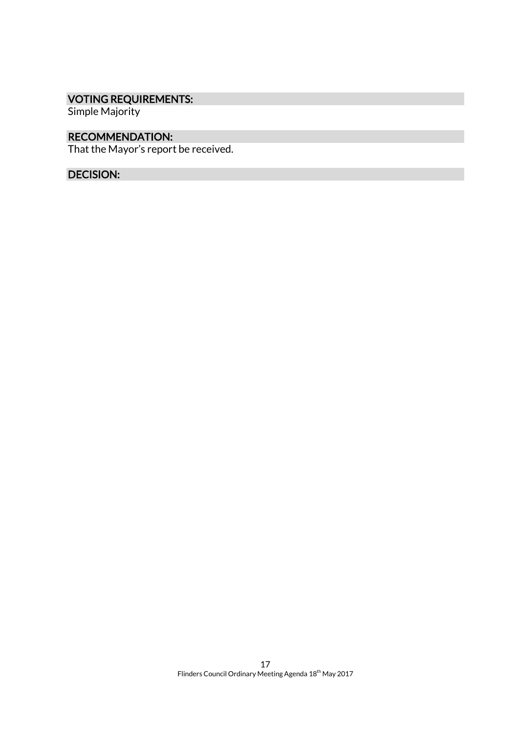## VOTING REQUIREMENTS:

Simple Majority

## RECOMMENDATION:

That the Mayor's report be received.

## DECISION: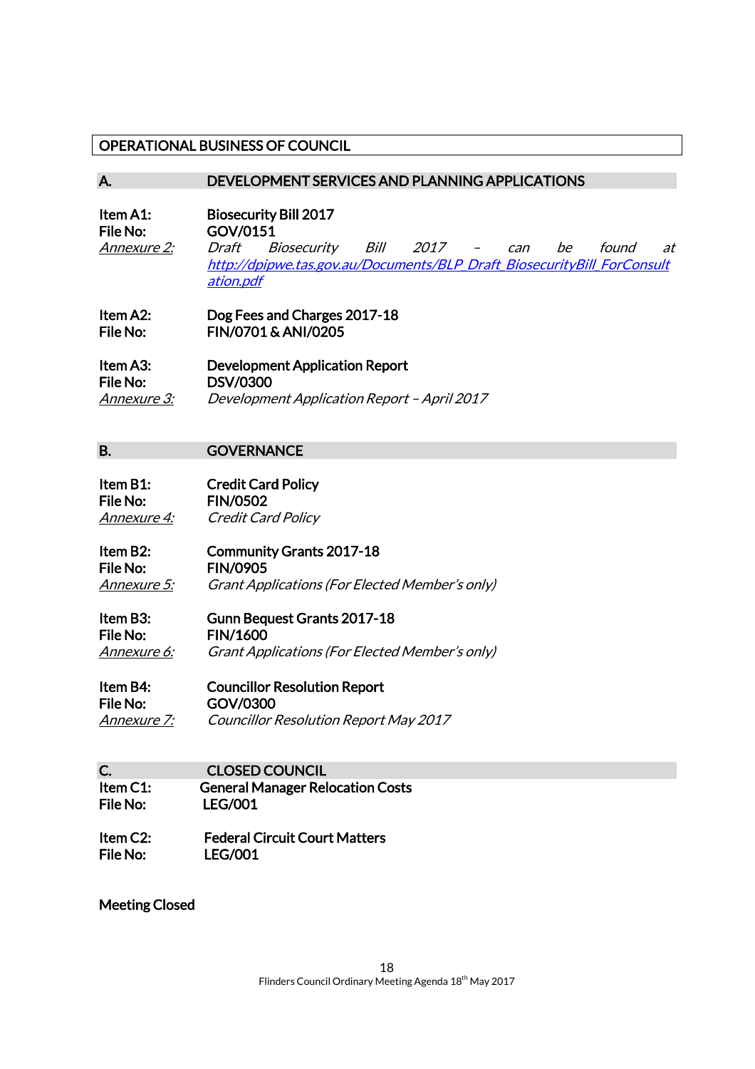## OPERATIONAL BUSINESS OF COUNCIL

### A. DEVELOPMENT SERVICES AND PLANNING APPLICATIONS

**Item A1:** **Biosecurity Bill 2017**
**File No:** **GOV/0151**
*Annexure 2:* *Draft Biosecurity Bill 2017 – can be found at [http://dpipwe.tas.gov.au/Documents/BLP_Draft_BiosecurityBill_ForConsultation.pdf](http://dpipwe.tas.gov.au/Documents/BLP_Draft_BiosecurityBill_ForConsultation.pdf)*

**Item A2:** **Dog Fees and Charges 2017-18**
**File No:** **FIN/0701 & ANI/0205**

**Item A3:** **Development Application Report**
**File No:** **DSV/0300**
*Annexure 3:* *Development Application Report – April 2017*

### B. GOVERNANCE

**Item B1:** **Credit Card Policy**
**File No:** **FIN/0502**
*Annexure 4:* *Credit Card Policy*

**Item B2:** **Community Grants 2017-18**
**File No:** **FIN/0905**
*Annexure 5:* *Grant Applications (For Elected Member's only)*

**Item B3:** **Gunn Bequest Grants 2017-18**
**File No:** **FIN/1600**
*Annexure 6:* *Grant Applications (For Elected Member's only)*

**Item B4:** **Councillor Resolution Report**
**File No:** **GOV/0300**
*Annexure 7:* *Councillor Resolution Report May 2017*

### C. CLOSED COUNCIL

**Item C1:** **General Manager Relocation Costs**
**File No:** **LEG/001**

**Item C2:** **Federal Circuit Court Matters**
**File No:** **LEG/001**

**Meeting Closed**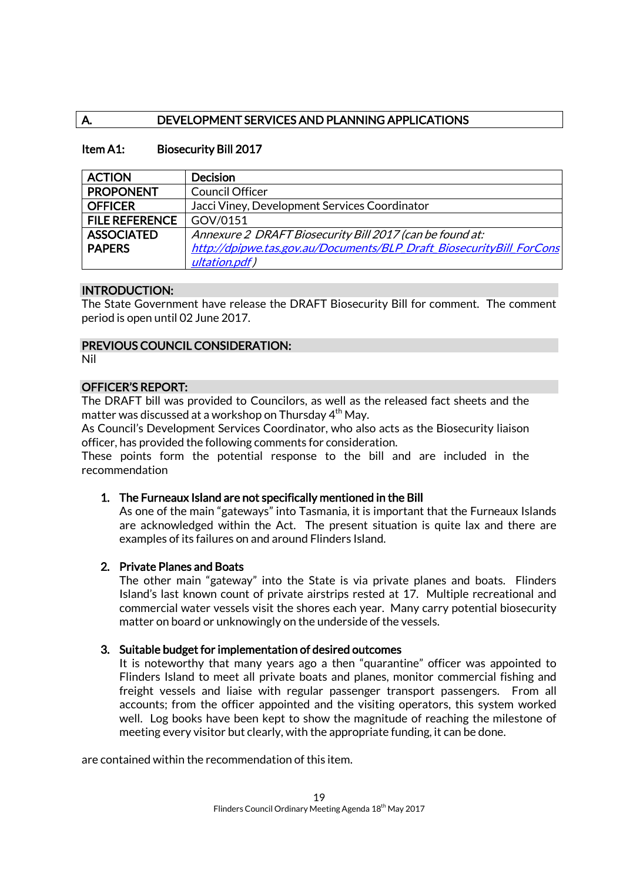## A. DEVELOPMENT SERVICES AND PLANNING APPLICATIONS

### Item A1: Biosecurity Bill 2017

| | |
|---|---|
| **ACTION** | **Decision** |
| **PROPONENT** | Council Officer |
| **OFFICER** | Jacci Viney, Development Services Coordinator |
| **FILE REFERENCE** | GOV/0151 |
| **ASSOCIATED PAPERS** | *Annexure 2 DRAFT Biosecurity Bill 2017 (can be found at: [http://dpipwe.tas.gov.au/Documents/BLP_Draft_BiosecurityBill_ForConsultation.pdf](http://dpipwe.tas.gov.au/Documents/BLP_Draft_BiosecurityBill_ForConsultation.pdf))* |

**INTRODUCTION:**

The State Government have release the DRAFT Biosecurity Bill for comment. The comment period is open until 02 June 2017.

**PREVIOUS COUNCIL CONSIDERATION:**

Nil

**OFFICER'S REPORT:**

The DRAFT bill was provided to Councilors, as well as the released fact sheets and the matter was discussed at a workshop on Thursday 4th May.

As Council's Development Services Coordinator, who also acts as the Biosecurity liaison officer, has provided the following comments for consideration.

These points form the potential response to the bill and are included in the recommendation

1. **The Furneaux Island are not specifically mentioned in the Bill**
   As one of the main "gateways" into Tasmania, it is important that the Furneaux Islands are acknowledged within the Act. The present situation is quite lax and there are examples of its failures on and around Flinders Island.

2. **Private Planes and Boats**
   The other main "gateway" into the State is via private planes and boats. Flinders Island's last known count of private airstrips rested at 17. Multiple recreational and commercial water vessels visit the shores each year. Many carry potential biosecurity matter on board or unknowingly on the underside of the vessels.

3. **Suitable budget for implementation of desired outcomes**
   It is noteworthy that many years ago a then "quarantine" officer was appointed to Flinders Island to meet all private boats and planes, monitor commercial fishing and freight vessels and liaise with regular passenger transport passengers. From all accounts; from the officer appointed and the visiting operators, this system worked well. Log books have been kept to show the magnitude of reaching the milestone of meeting every visitor but clearly, with the appropriate funding, it can be done.

are contained within the recommendation of this item.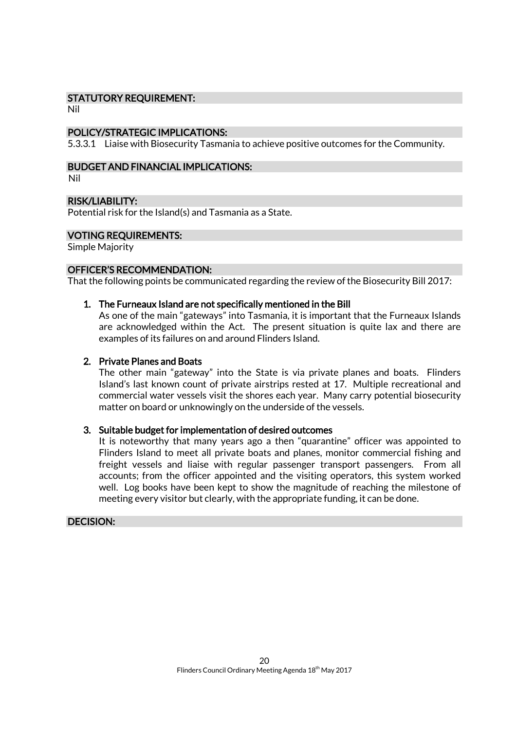## STATUTORY REQUIREMENT:

Nil

## POLICY/STRATEGIC IMPLICATIONS:

5.3.3.1 Liaise with Biosecurity Tasmania to achieve positive outcomes for the Community.

## BUDGET AND FINANCIAL IMPLICATIONS:

Nil

## RISK/LIABILITY:

Potential risk for the Island(s) and Tasmania as a State.

## VOTING REQUIREMENTS:

Simple Majority

## OFFICER'S RECOMMENDATION:

That the following points be communicated regarding the review of the Biosecurity Bill 2017:

1. **The Furneaux Island are not specifically mentioned in the Bill**
   As one of the main "gateways" into Tasmania, it is important that the Furneaux Islands are acknowledged within the Act. The present situation is quite lax and there are examples of its failures on and around Flinders Island.

2. **Private Planes and Boats**
   The other main "gateway" into the State is via private planes and boats. Flinders Island's last known count of private airstrips rested at 17. Multiple recreational and commercial water vessels visit the shores each year. Many carry potential biosecurity matter on board or unknowingly on the underside of the vessels.

3. **Suitable budget for implementation of desired outcomes**
   It is noteworthy that many years ago a then "quarantine" officer was appointed to Flinders Island to meet all private boats and planes, monitor commercial fishing and freight vessels and liaise with regular passenger transport passengers. From all accounts; from the officer appointed and the visiting operators, this system worked well. Log books have been kept to show the magnitude of reaching the milestone of meeting every visitor but clearly, with the appropriate funding, it can be done.

## DECISION: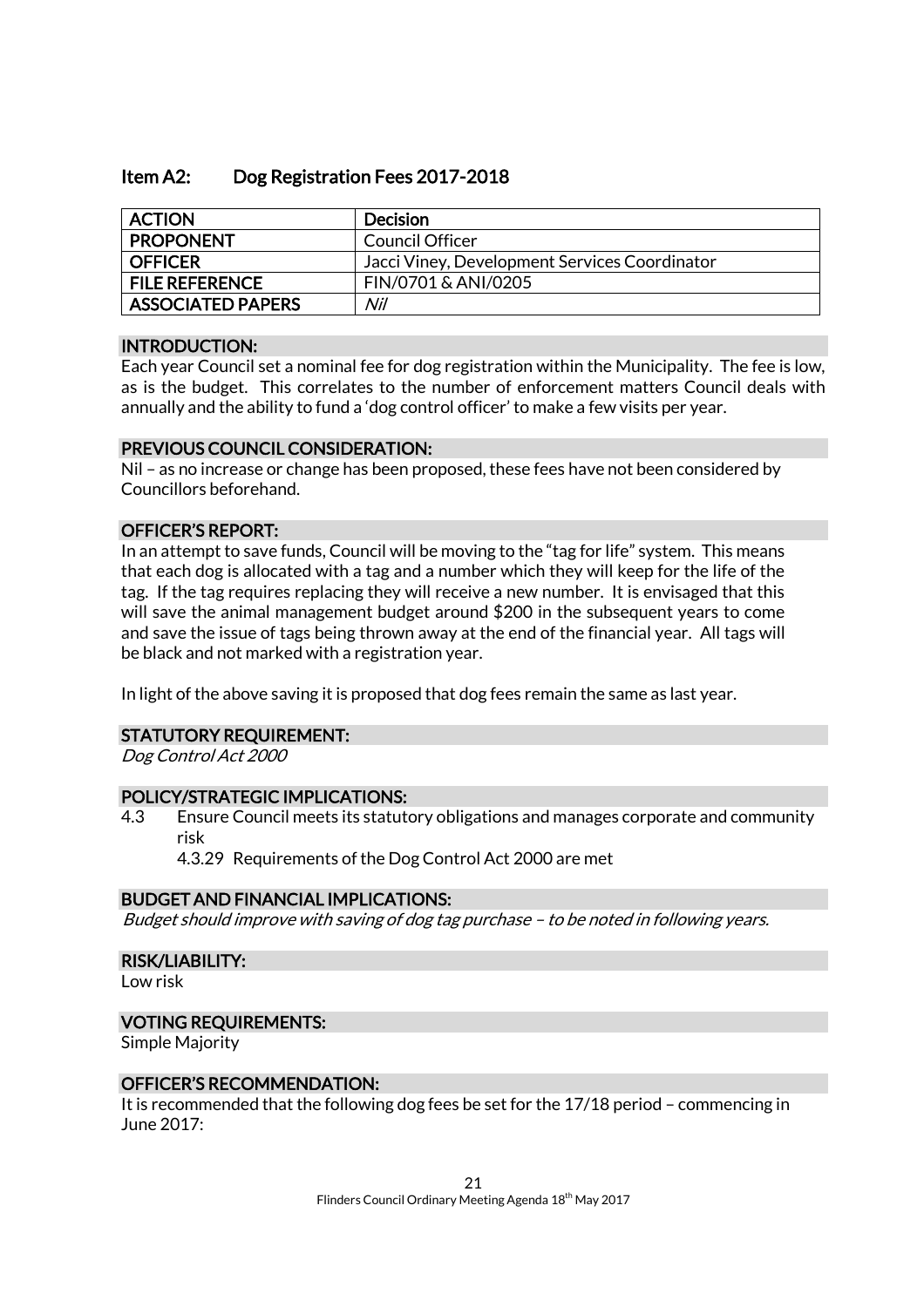## Item A2: Dog Registration Fees 2017-2018

| | |
|---|---|
| **ACTION** | **Decision** |
| **PROPONENT** | Council Officer |
| **OFFICER** | Jacci Viney, Development Services Coordinator |
| **FILE REFERENCE** | FIN/0701 & ANI/0205 |
| **ASSOCIATED PAPERS** | *Nil* |

### INTRODUCTION:

Each year Council set a nominal fee for dog registration within the Municipality. The fee is low, as is the budget. This correlates to the number of enforcement matters Council deals with annually and the ability to fund a 'dog control officer' to make a few visits per year.

### PREVIOUS COUNCIL CONSIDERATION:

Nil – as no increase or change has been proposed, these fees have not been considered by Councillors beforehand.

### OFFICER'S REPORT:

In an attempt to save funds, Council will be moving to the "tag for life" system. This means that each dog is allocated with a tag and a number which they will keep for the life of the tag. If the tag requires replacing they will receive a new number. It is envisaged that this will save the animal management budget around $200 in the subsequent years to come and save the issue of tags being thrown away at the end of the financial year. All tags will be black and not marked with a registration year.

In light of the above saving it is proposed that dog fees remain the same as last year.

### STATUTORY REQUIREMENT:

*Dog Control Act 2000*

### POLICY/STRATEGIC IMPLICATIONS:

4.3 Ensure Council meets its statutory obligations and manages corporate and community risk

4.3.29 Requirements of the Dog Control Act 2000 are met

### BUDGET AND FINANCIAL IMPLICATIONS:

*Budget should improve with saving of dog tag purchase – to be noted in following years.*

### RISK/LIABILITY:

Low risk

### VOTING REQUIREMENTS:

Simple Majority

### OFFICER'S RECOMMENDATION:

It is recommended that the following dog fees be set for the 17/18 period – commencing in June 2017: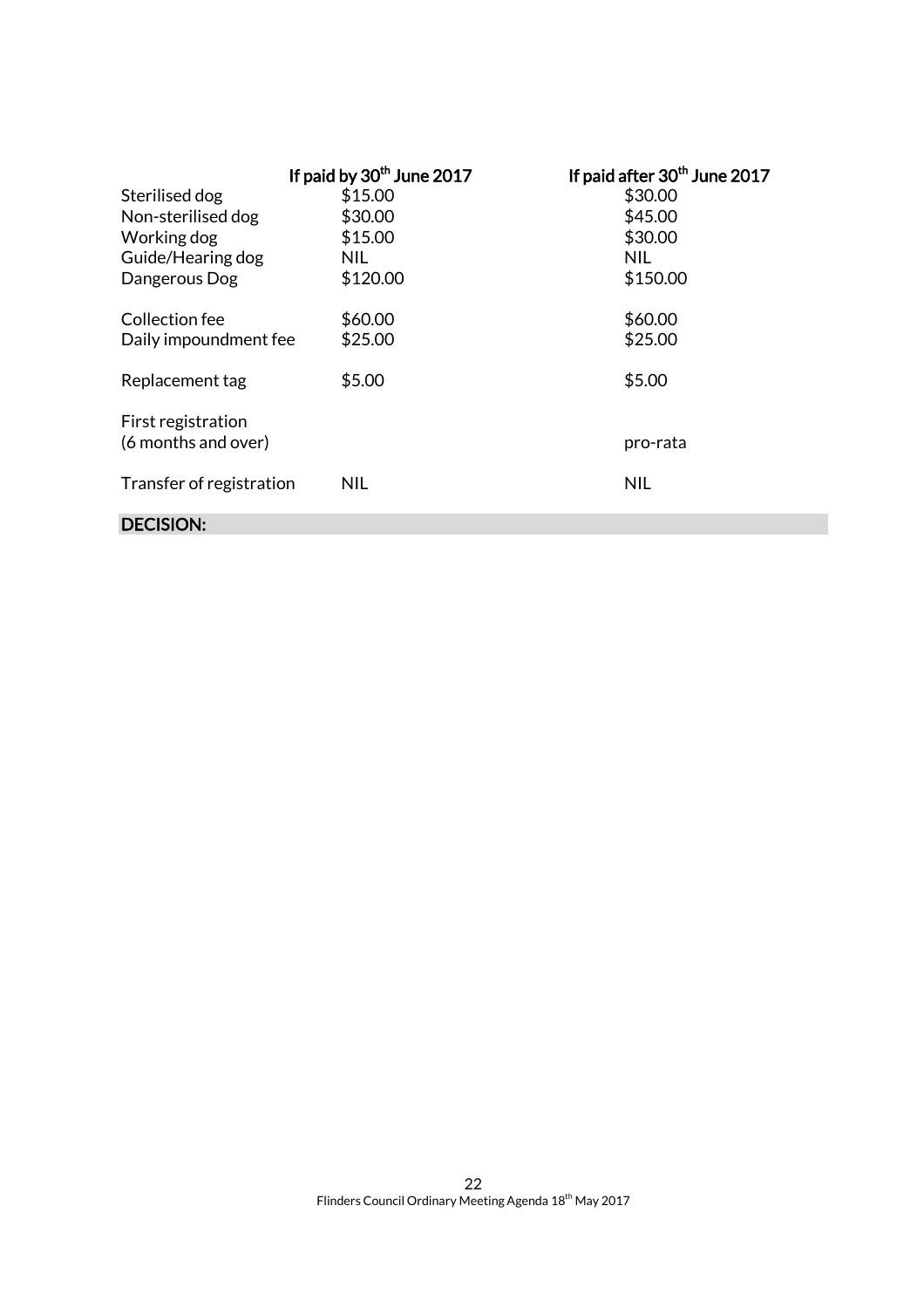| | If paid by 30th June 2017 | If paid after 30th June 2017 |
|---|---|---|
| Sterilised dog | $15.00 | $30.00 |
| Non-sterilised dog | $30.00 | $45.00 |
| Working dog | $15.00 | $30.00 |
| Guide/Hearing dog | NIL | NIL |
| Dangerous Dog | $120.00 | $150.00 |
| Collection fee | $60.00 | $60.00 |
| Daily impoundment fee | $25.00 | $25.00 |
| Replacement tag | $5.00 | $5.00 |
| First registration (6 months and over) | | pro-rata |
| Transfer of registration | NIL | NIL |

## DECISION: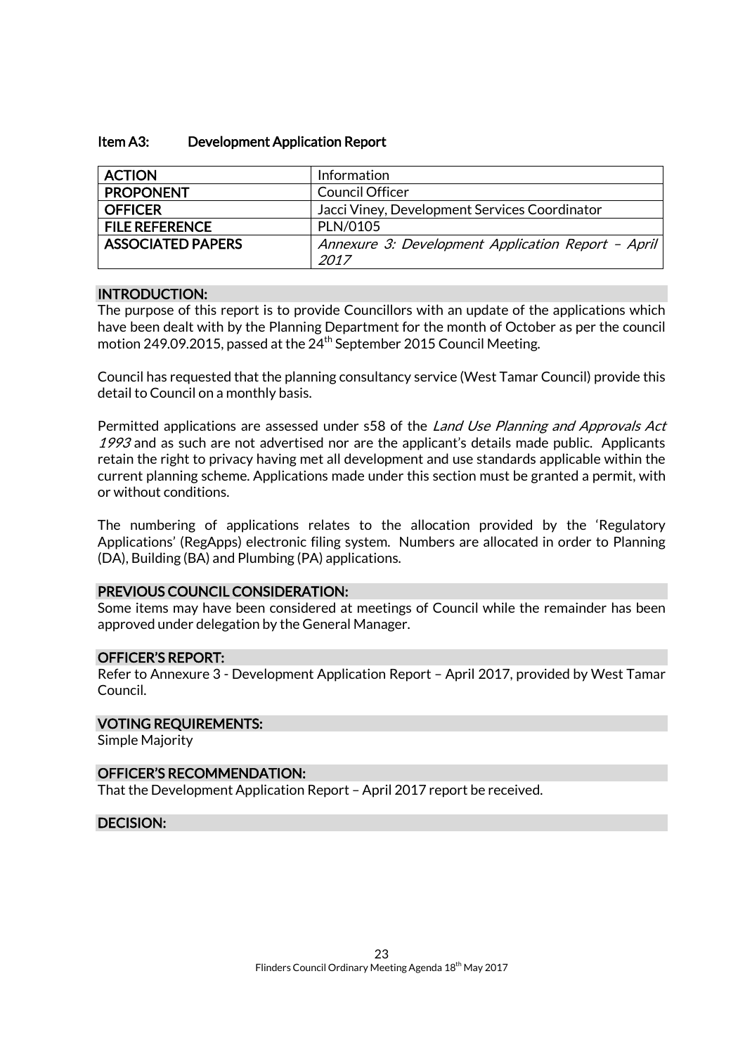## Item A3: Development Application Report

| | |
|---|---|
| **ACTION** | Information |
| **PROPONENT** | Council Officer |
| **OFFICER** | Jacci Viney, Development Services Coordinator |
| **FILE REFERENCE** | PLN/0105 |
| **ASSOCIATED PAPERS** | *Annexure 3: Development Application Report – April 2017* |

### INTRODUCTION:

The purpose of this report is to provide Councillors with an update of the applications which have been dealt with by the Planning Department for the month of October as per the council motion 249.09.2015, passed at the 24th September 2015 Council Meeting.

Council has requested that the planning consultancy service (West Tamar Council) provide this detail to Council on a monthly basis.

Permitted applications are assessed under s58 of the *Land Use Planning and Approvals Act 1993* and as such are not advertised nor are the applicant's details made public. Applicants retain the right to privacy having met all development and use standards applicable within the current planning scheme. Applications made under this section must be granted a permit, with or without conditions.

The numbering of applications relates to the allocation provided by the 'Regulatory Applications' (RegApps) electronic filing system. Numbers are allocated in order to Planning (DA), Building (BA) and Plumbing (PA) applications.

### PREVIOUS COUNCIL CONSIDERATION:

Some items may have been considered at meetings of Council while the remainder has been approved under delegation by the General Manager.

### OFFICER'S REPORT:

Refer to Annexure 3 - Development Application Report – April 2017, provided by West Tamar Council.

### VOTING REQUIREMENTS:

Simple Majority

### OFFICER'S RECOMMENDATION:

That the Development Application Report – April 2017 report be received.

### DECISION: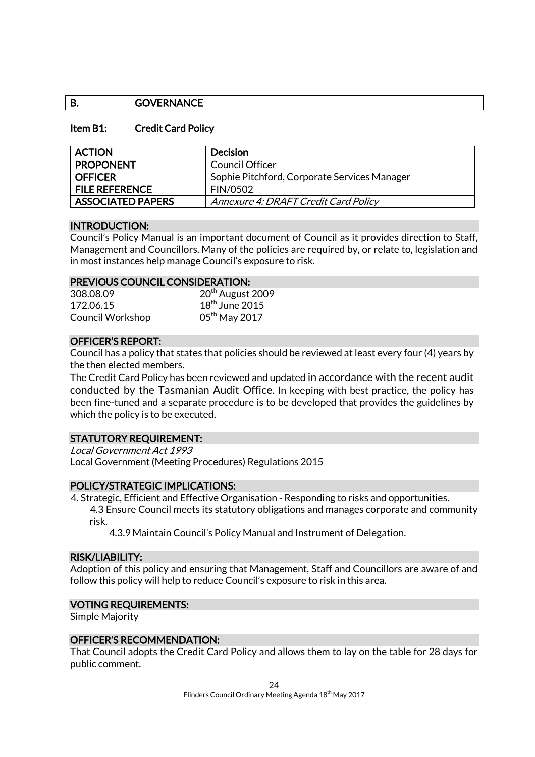## B. GOVERNANCE

### Item B1: Credit Card Policy

| | |
|---|---|
| **ACTION** | Decision |
| **PROPONENT** | Council Officer |
| **OFFICER** | Sophie Pitchford, Corporate Services Manager |
| **FILE REFERENCE** | FIN/0502 |
| **ASSOCIATED PAPERS** | *Annexure 4: DRAFT Credit Card Policy* |

**INTRODUCTION:**

Council's Policy Manual is an important document of Council as it provides direction to Staff, Management and Councillors. Many of the policies are required by, or relate to, legislation and in most instances help manage Council's exposure to risk.

**PREVIOUS COUNCIL CONSIDERATION:**

| | |
|---|---|
| 308.08.09 | 20th August 2009 |
| 172.06.15 | 18th June 2015 |
| Council Workshop | 05th May 2017 |

**OFFICER'S REPORT:**

Council has a policy that states that policies should be reviewed at least every four (4) years by the then elected members.

The Credit Card Policy has been reviewed and updated in accordance with the recent audit conducted by the Tasmanian Audit Office. In keeping with best practice, the policy has been fine-tuned and a separate procedure is to be developed that provides the guidelines by which the policy is to be executed.

**STATUTORY REQUIREMENT:**

*Local Government Act 1993*
Local Government (Meeting Procedures) Regulations 2015

**POLICY/STRATEGIC IMPLICATIONS:**

4. Strategic, Efficient and Effective Organisation - Responding to risks and opportunities.
   4.3 Ensure Council meets its statutory obligations and manages corporate and community risk.
      4.3.9 Maintain Council's Policy Manual and Instrument of Delegation.

**RISK/LIABILITY:**

Adoption of this policy and ensuring that Management, Staff and Councillors are aware of and follow this policy will help to reduce Council's exposure to risk in this area.

**VOTING REQUIREMENTS:**

Simple Majority

**OFFICER'S RECOMMENDATION:**

That Council adopts the Credit Card Policy and allows them to lay on the table for 28 days for public comment.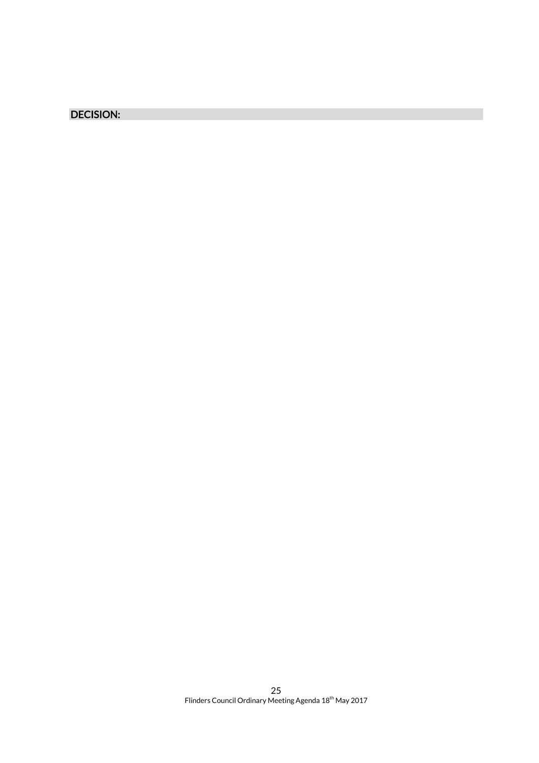**DECISION:**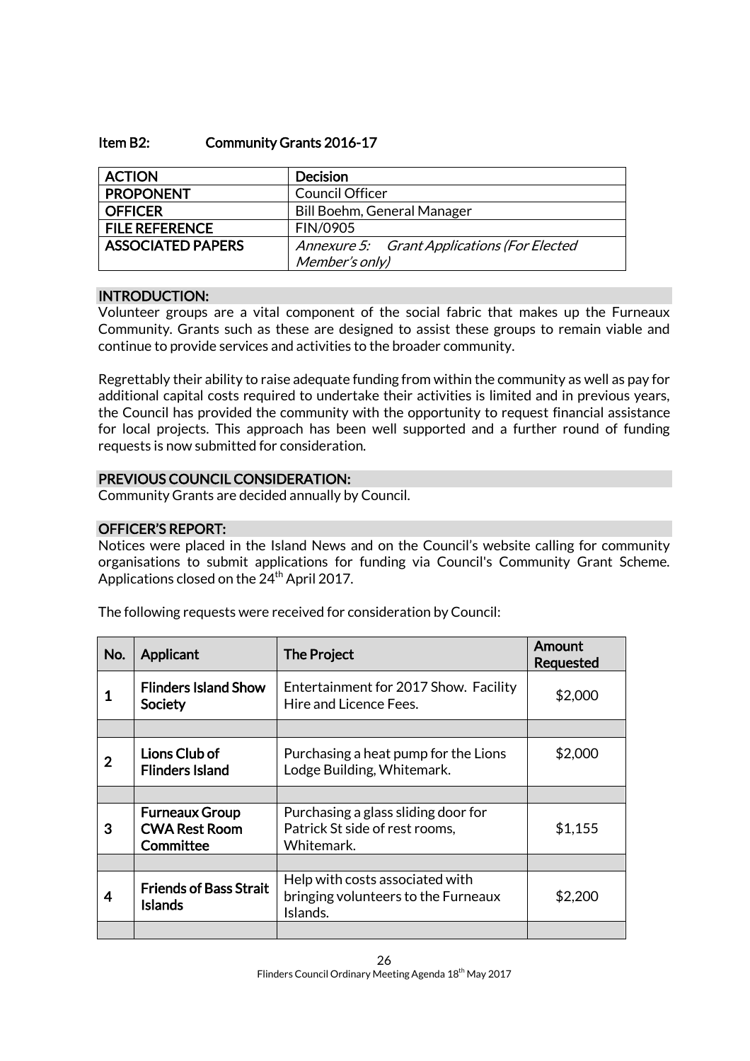### Item B2: Community Grants 2016-17

| | |
|---|---|
| **ACTION** | **Decision** |
| **PROPONENT** | Council Officer |
| **OFFICER** | Bill Boehm, General Manager |
| **FILE REFERENCE** | FIN/0905 |
| **ASSOCIATED PAPERS** | *Annexure 5: Grant Applications (For Elected Member's only)* |

#### INTRODUCTION:

Volunteer groups are a vital component of the social fabric that makes up the Furneaux Community. Grants such as these are designed to assist these groups to remain viable and continue to provide services and activities to the broader community.

Regrettably their ability to raise adequate funding from within the community as well as pay for additional capital costs required to undertake their activities is limited and in previous years, the Council has provided the community with the opportunity to request financial assistance for local projects. This approach has been well supported and a further round of funding requests is now submitted for consideration.

#### PREVIOUS COUNCIL CONSIDERATION:

Community Grants are decided annually by Council.

#### OFFICER'S REPORT:

Notices were placed in the Island News and on the Council's website calling for community organisations to submit applications for funding via Council's Community Grant Scheme. Applications closed on the 24th April 2017.

The following requests were received for consideration by Council:

| No. | Applicant | The Project | Amount Requested |
|---|---|---|---|
| 1 | **Flinders Island Show Society** | Entertainment for 2017 Show. Facility Hire and Licence Fees. | $2,000 |
| | | | |
| 2 | **Lions Club of Flinders Island** | Purchasing a heat pump for the Lions Lodge Building, Whitemark. | $2,000 |
| | | | |
| 3 | **Furneaux Group CWA Rest Room Committee** | Purchasing a glass sliding door for Patrick St side of rest rooms, Whitemark. | $1,155 |
| | | | |
| 4 | **Friends of Bass Strait Islands** | Help with costs associated with bringing volunteers to the Furneaux Islands. | $2,200 |
| | | | |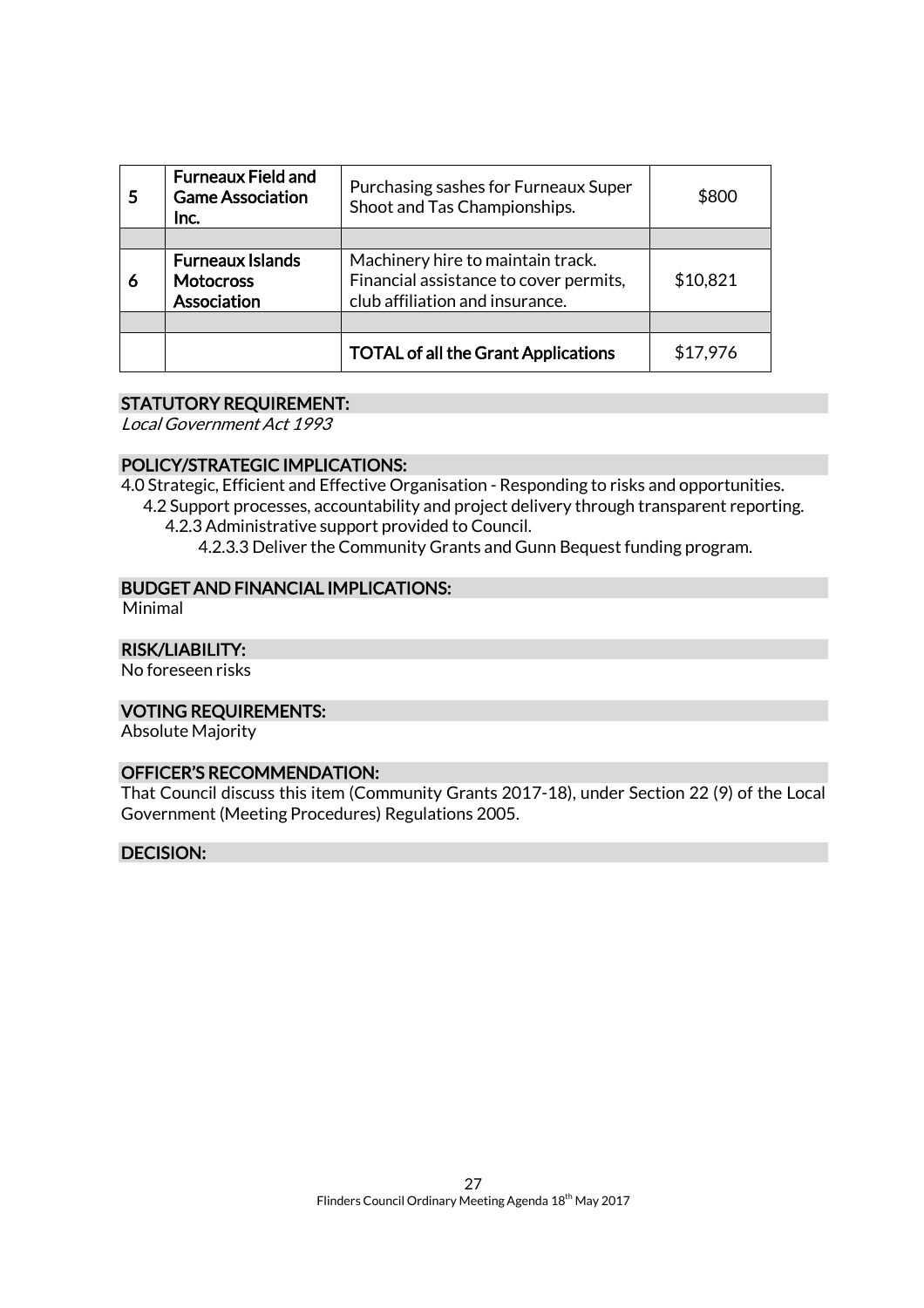| | | | |
|---|---|---|---|
| 5 | **Furneaux Field and Game Association Inc.** | Purchasing sashes for Furneaux Super Shoot and Tas Championships. | $800 |
| | | | |
| 6 | **Furneaux Islands Motocross Association** | Machinery hire to maintain track. Financial assistance to cover permits, club affiliation and insurance. | $10,821 |
| | | | |
| | | **TOTAL of all the Grant Applications** | $17,976 |

## STATUTORY REQUIREMENT:

*Local Government Act 1993*

## POLICY/STRATEGIC IMPLICATIONS:

4.0 Strategic, Efficient and Effective Organisation - Responding to risks and opportunities.

- 4.2 Support processes, accountability and project delivery through transparent reporting.
  - 4.2.3 Administrative support provided to Council.
    - 4.2.3.3 Deliver the Community Grants and Gunn Bequest funding program.

## BUDGET AND FINANCIAL IMPLICATIONS:

Minimal

## RISK/LIABILITY:

No foreseen risks

## VOTING REQUIREMENTS:

Absolute Majority

## OFFICER'S RECOMMENDATION:

That Council discuss this item (Community Grants 2017-18), under Section 22 (9) of the Local Government (Meeting Procedures) Regulations 2005.

## DECISION: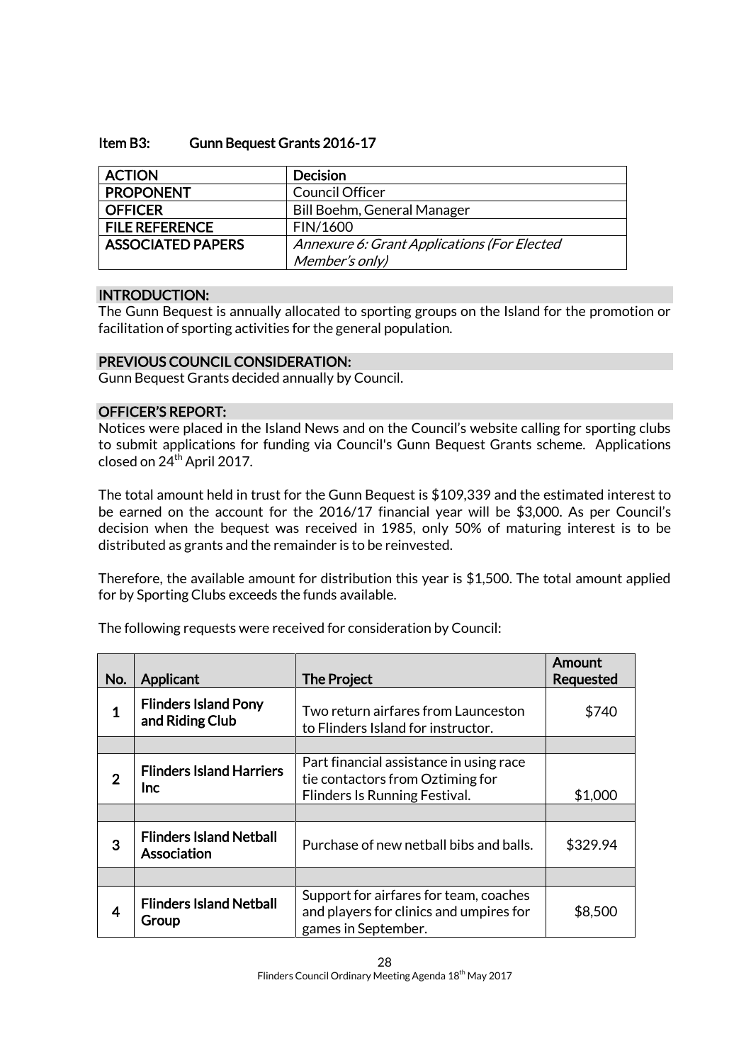### Item B3: Gunn Bequest Grants 2016-17

| | |
|---|---|
| **ACTION** | Decision |
| **PROPONENT** | Council Officer |
| **OFFICER** | Bill Boehm, General Manager |
| **FILE REFERENCE** | FIN/1600 |
| **ASSOCIATED PAPERS** | *Annexure 6: Grant Applications (For Elected Member's only)* |

**INTRODUCTION:**

The Gunn Bequest is annually allocated to sporting groups on the Island for the promotion or facilitation of sporting activities for the general population.

**PREVIOUS COUNCIL CONSIDERATION:**

Gunn Bequest Grants decided annually by Council.

**OFFICER'S REPORT:**

Notices were placed in the Island News and on the Council's website calling for sporting clubs to submit applications for funding via Council's Gunn Bequest Grants scheme. Applications closed on 24th April 2017.

The total amount held in trust for the Gunn Bequest is $109,339 and the estimated interest to be earned on the account for the 2016/17 financial year will be $3,000. As per Council's decision when the bequest was received in 1985, only 50% of maturing interest is to be distributed as grants and the remainder is to be reinvested.

Therefore, the available amount for distribution this year is $1,500. The total amount applied for by Sporting Clubs exceeds the funds available.

The following requests were received for consideration by Council:

| No. | Applicant | The Project | Amount Requested |
|---|---|---|---|
| 1 | **Flinders Island Pony and Riding Club** | Two return airfares from Launceston to Flinders Island for instructor. | $740 |
| | | | |
| 2 | **Flinders Island Harriers Inc** | Part financial assistance in using race tie contactors from Oztiming for Flinders Is Running Festival. | $1,000 |
| | | | |
| 3 | **Flinders Island Netball Association** | Purchase of new netball bibs and balls. | $329.94 |
| | | | |
| 4 | **Flinders Island Netball Group** | Support for airfares for team, coaches and players for clinics and umpires for games in September. | $8,500 |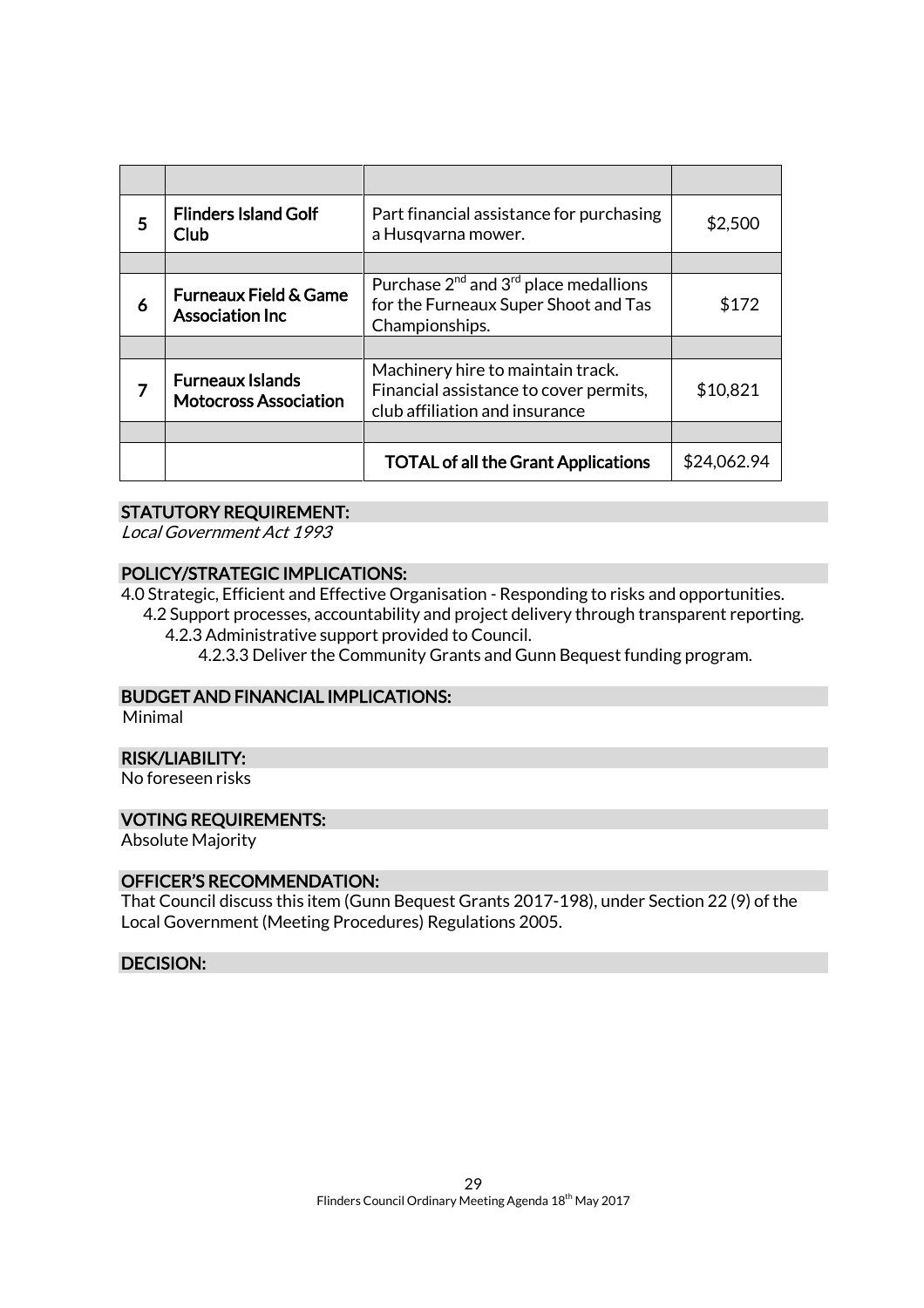| | | | |
|---|---|---|---|
| | | | |
| 5 | **Flinders Island Golf Club** | Part financial assistance for purchasing a Husqvarna mower. | $2,500 |
| | | | |
| 6 | **Furneaux Field & Game Association Inc** | Purchase $2^{nd}$ and $3^{rd}$ place medallions for the Furneaux Super Shoot and Tas Championships. | $172 |
| | | | |
| 7 | **Furneaux Islands Motocross Association** | Machinery hire to maintain track. Financial assistance to cover permits, club affiliation and insurance | $10,821 |
| | | | |
| | | **TOTAL of all the Grant Applications** | $24,062.94 |

## STATUTORY REQUIREMENT:

*Local Government Act 1993*

## POLICY/STRATEGIC IMPLICATIONS:

4.0 Strategic, Efficient and Effective Organisation - Responding to risks and opportunities.
- 4.2 Support processes, accountability and project delivery through transparent reporting.
  - 4.2.3 Administrative support provided to Council.
    - 4.2.3.3 Deliver the Community Grants and Gunn Bequest funding program.

## BUDGET AND FINANCIAL IMPLICATIONS:

Minimal

## RISK/LIABILITY:

No foreseen risks

## VOTING REQUIREMENTS:

Absolute Majority

## OFFICER'S RECOMMENDATION:

That Council discuss this item (Gunn Bequest Grants 2017-198), under Section 22 (9) of the Local Government (Meeting Procedures) Regulations 2005.

## DECISION: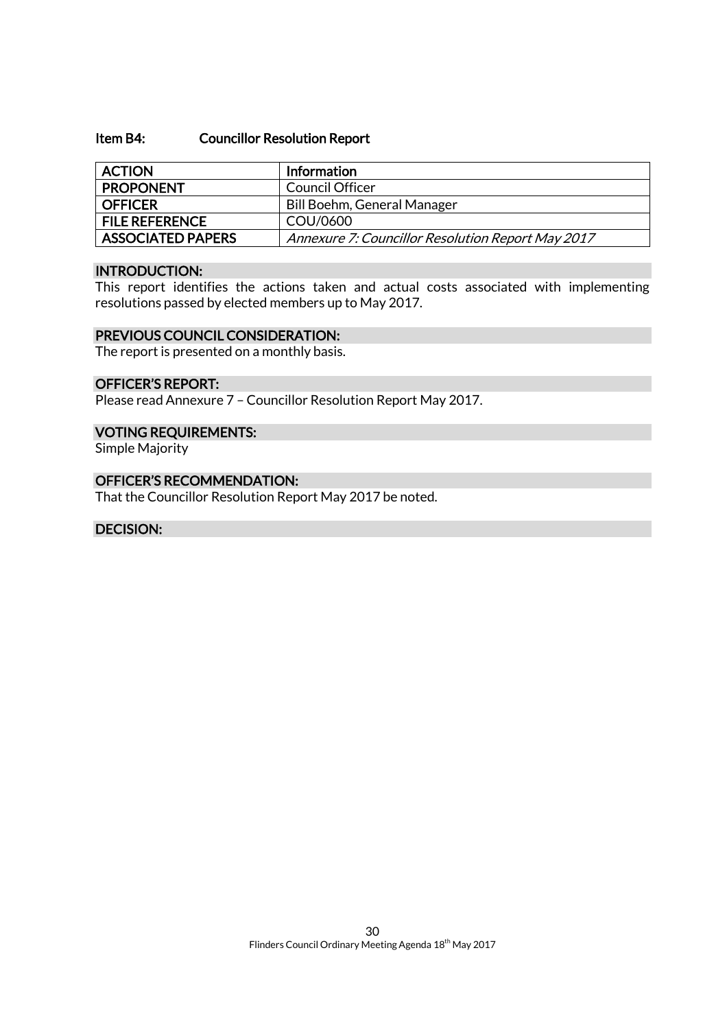### Item B4: Councillor Resolution Report

| | |
|---|---|
| **ACTION** | **Information** |
| **PROPONENT** | Council Officer |
| **OFFICER** | Bill Boehm, General Manager |
| **FILE REFERENCE** | COU/0600 |
| **ASSOCIATED PAPERS** | *Annexure 7: Councillor Resolution Report May 2017* |

#### INTRODUCTION:

This report identifies the actions taken and actual costs associated with implementing resolutions passed by elected members up to May 2017.

#### PREVIOUS COUNCIL CONSIDERATION:

The report is presented on a monthly basis.

#### OFFICER'S REPORT:

Please read Annexure 7 – Councillor Resolution Report May 2017.

#### VOTING REQUIREMENTS:

Simple Majority

#### OFFICER'S RECOMMENDATION:

That the Councillor Resolution Report May 2017 be noted.

#### DECISION: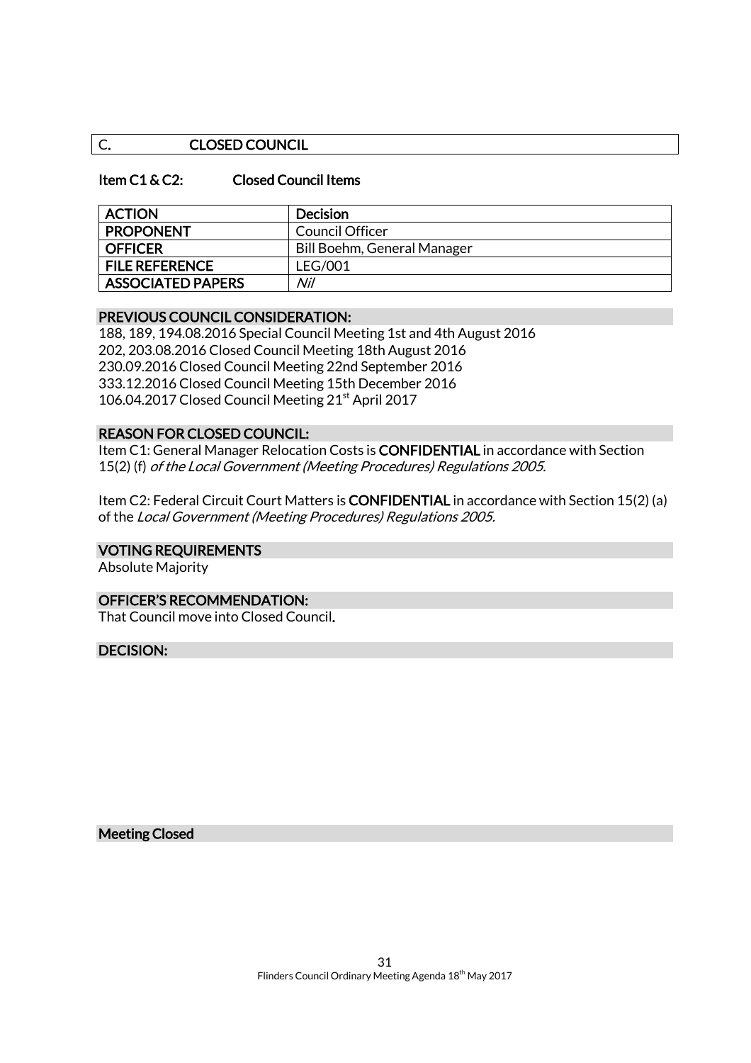## C. CLOSED COUNCIL

### Item C1 & C2: Closed Council Items

| | |
|---|---|
| **ACTION** | **Decision** |
| **PROPONENT** | Council Officer |
| **OFFICER** | Bill Boehm, General Manager |
| **FILE REFERENCE** | LEG/001 |
| **ASSOCIATED PAPERS** | *Nil* |

**PREVIOUS COUNCIL CONSIDERATION:**

188, 189, 194.08.2016 Special Council Meeting 1st and 4th August 2016
202, 203.08.2016 Closed Council Meeting 18th August 2016
230.09.2016 Closed Council Meeting 22nd September 2016
333.12.2016 Closed Council Meeting 15th December 2016
106.04.2017 Closed Council Meeting 21st April 2017

**REASON FOR CLOSED COUNCIL:**

Item C1: General Manager Relocation Costs is **CONFIDENTIAL** in accordance with Section 15(2) (f) *of the Local Government (Meeting Procedures) Regulations 2005.*

Item C2: Federal Circuit Court Matters is **CONFIDENTIAL** in accordance with Section 15(2) (a) of the *Local Government (Meeting Procedures) Regulations 2005.*

**VOTING REQUIREMENTS**

Absolute Majority

**OFFICER'S RECOMMENDATION:**

That Council move into Closed Council.

**DECISION:**

**Meeting Closed**